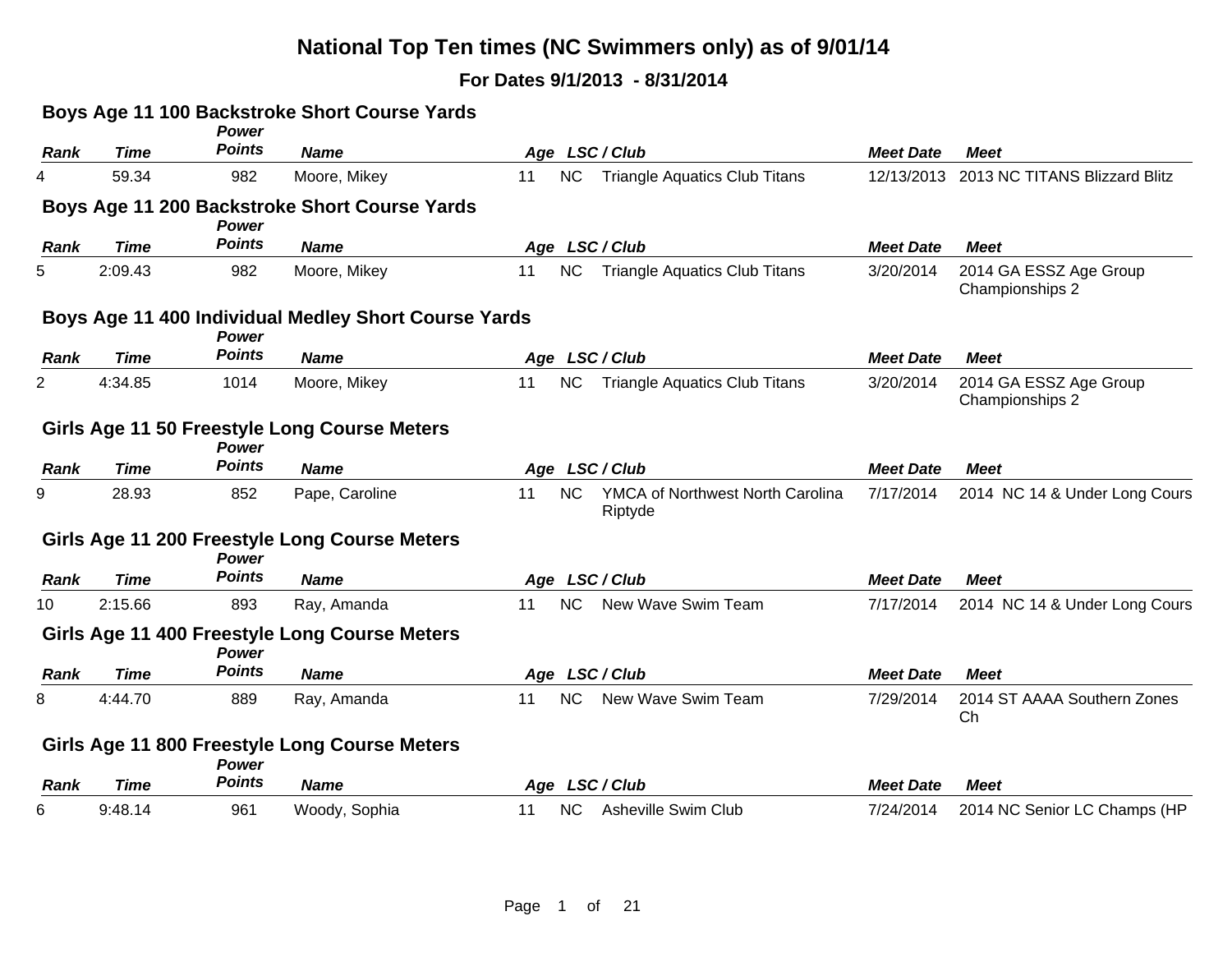# National Top Ten times (NC Swimmers only) as of 9/01/14

## For Dates 9/1/2013 - 8/31/2014

### Boys Age 11 100 Backstroke Short Course Yards

| Rank | Time | Power Points | Name | Age | LSC / Club | | Meet Date | Meet |
|---|---|---|---|---|---|---|---|---|
| 4 | 59.34 | 982 | Moore, Mikey | 11 | NC | Triangle Aquatics Club Titans | 12/13/2013 | 2013 NC TITANS Blizzard Blitz |

### Boys Age 11 200 Backstroke Short Course Yards

| Rank | Time | Power Points | Name | Age | LSC / Club | | Meet Date | Meet |
|---|---|---|---|---|---|---|---|---|
| 5 | 2:09.43 | 982 | Moore, Mikey | 11 | NC | Triangle Aquatics Club Titans | 3/20/2014 | 2014 GA ESSZ Age Group Championships 2 |

### Boys Age 11 400 Individual Medley Short Course Yards

| Rank | Time | Power Points | Name | Age | LSC / Club | | Meet Date | Meet |
|---|---|---|---|---|---|---|---|---|
| 2 | 4:34.85 | 1014 | Moore, Mikey | 11 | NC | Triangle Aquatics Club Titans | 3/20/2014 | 2014 GA ESSZ Age Group Championships 2 |

### Girls Age 11 50 Freestyle Long Course Meters

| Rank | Time | Power Points | Name | Age | LSC / Club | | Meet Date | Meet |
|---|---|---|---|---|---|---|---|---|
| 9 | 28.93 | 852 | Pape, Caroline | 11 | NC | YMCA of Northwest North Carolina Riptyde | 7/17/2014 | 2014 NC 14 & Under Long Cours |

### Girls Age 11 200 Freestyle Long Course Meters

| Rank | Time | Power Points | Name | Age | LSC / Club | | Meet Date | Meet |
|---|---|---|---|---|---|---|---|---|
| 10 | 2:15.66 | 893 | Ray, Amanda | 11 | NC | New Wave Swim Team | 7/17/2014 | 2014 NC 14 & Under Long Cours |

### Girls Age 11 400 Freestyle Long Course Meters

| Rank | Time | Power Points | Name | Age | LSC / Club | | Meet Date | Meet |
|---|---|---|---|---|---|---|---|---|
| 8 | 4:44.70 | 889 | Ray, Amanda | 11 | NC | New Wave Swim Team | 7/29/2014 | 2014 ST AAAA Southern Zones Ch |

### Girls Age 11 800 Freestyle Long Course Meters

| Rank | Time | Power Points | Name | Age | LSC / Club | | Meet Date | Meet |
|---|---|---|---|---|---|---|---|---|
| 6 | 9:48.14 | 961 | Woody, Sophia | 11 | NC | Asheville Swim Club | 7/24/2014 | 2014 NC Senior LC Champs (HP |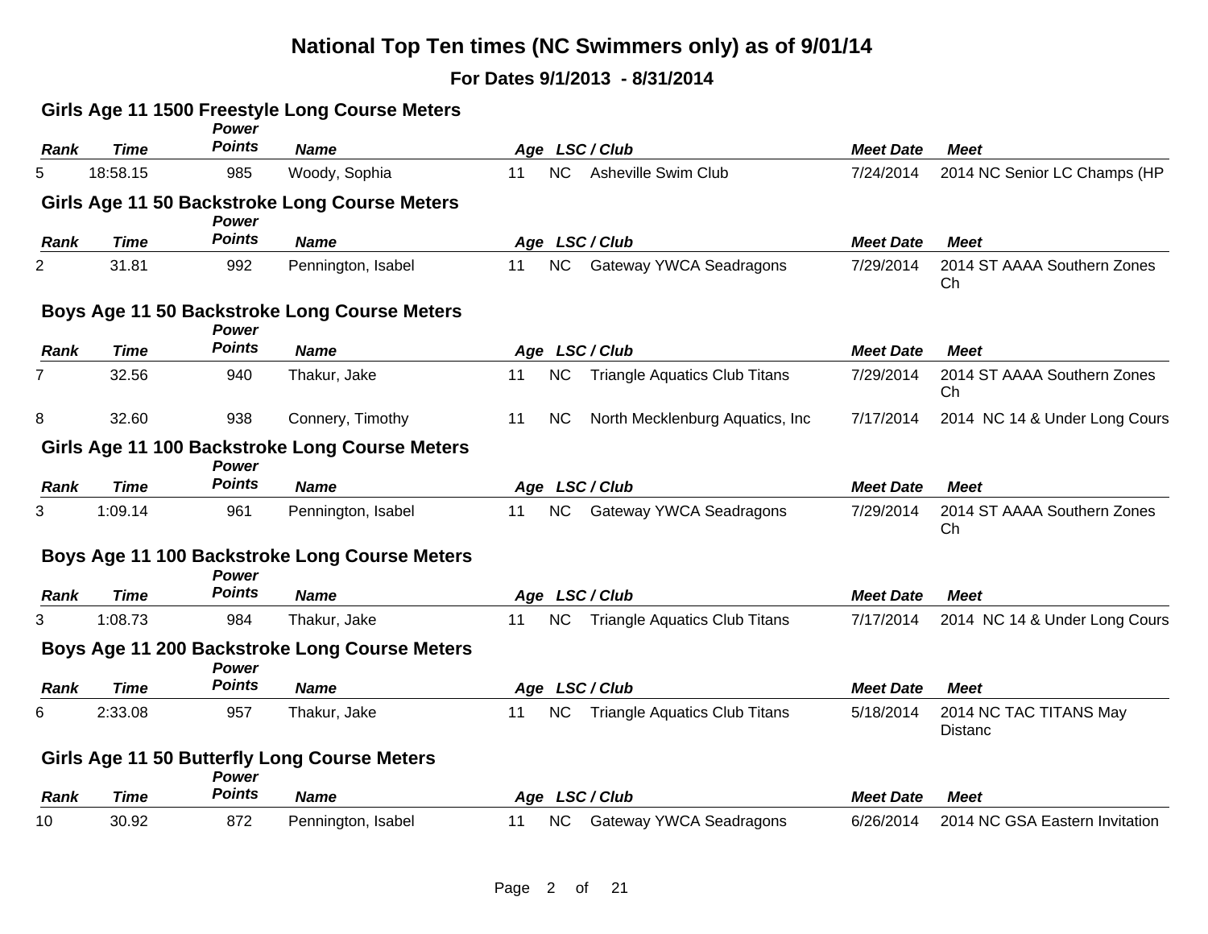# National Top Ten times (NC Swimmers only) as of 9/01/14

**For Dates 9/1/2013 - 8/31/2014**

### Girls Age 11 1500 Freestyle Long Course Meters

| Rank | Time | Power Points | Name | Age | LSC / Club | | Meet Date | Meet |
|---|---|---|---|---|---|---|---|---|
| 5 | 18:58.15 | 985 | Woody, Sophia | 11 | NC | Asheville Swim Club | 7/24/2014 | 2014 NC Senior LC Champs (HP |

### Girls Age 11 50 Backstroke Long Course Meters

| Rank | Time | Power Points | Name | Age | LSC / Club | | Meet Date | Meet |
|---|---|---|---|---|---|---|---|---|
| 2 | 31.81 | 992 | Pennington, Isabel | 11 | NC | Gateway YWCA Seadragons | 7/29/2014 | 2014 ST AAAA Southern Zones Ch |

### Boys Age 11 50 Backstroke Long Course Meters

| Rank | Time | Power Points | Name | Age | LSC / Club | | Meet Date | Meet |
|---|---|---|---|---|---|---|---|---|
| 7 | 32.56 | 940 | Thakur, Jake | 11 | NC | Triangle Aquatics Club Titans | 7/29/2014 | 2014 ST AAAA Southern Zones Ch |
| 8 | 32.60 | 938 | Connery, Timothy | 11 | NC | North Mecklenburg Aquatics, Inc | 7/17/2014 | 2014 NC 14 & Under Long Cours |

### Girls Age 11 100 Backstroke Long Course Meters

| Rank | Time | Power Points | Name | Age | LSC / Club | | Meet Date | Meet |
|---|---|---|---|---|---|---|---|---|
| 3 | 1:09.14 | 961 | Pennington, Isabel | 11 | NC | Gateway YWCA Seadragons | 7/29/2014 | 2014 ST AAAA Southern Zones Ch |

### Boys Age 11 100 Backstroke Long Course Meters

| Rank | Time | Power Points | Name | Age | LSC / Club | | Meet Date | Meet |
|---|---|---|---|---|---|---|---|---|
| 3 | 1:08.73 | 984 | Thakur, Jake | 11 | NC | Triangle Aquatics Club Titans | 7/17/2014 | 2014 NC 14 & Under Long Cours |

### Boys Age 11 200 Backstroke Long Course Meters

| Rank | Time | Power Points | Name | Age | LSC / Club | | Meet Date | Meet |
|---|---|---|---|---|---|---|---|---|
| 6 | 2:33.08 | 957 | Thakur, Jake | 11 | NC | Triangle Aquatics Club Titans | 5/18/2014 | 2014 NC TAC TITANS May Distanc |

### Girls Age 11 50 Butterfly Long Course Meters

| Rank | Time | Power Points | Name | Age | LSC / Club | | Meet Date | Meet |
|---|---|---|---|---|---|---|---|---|
| 10 | 30.92 | 872 | Pennington, Isabel | 11 | NC | Gateway YWCA Seadragons | 6/26/2014 | 2014 NC GSA Eastern Invitation |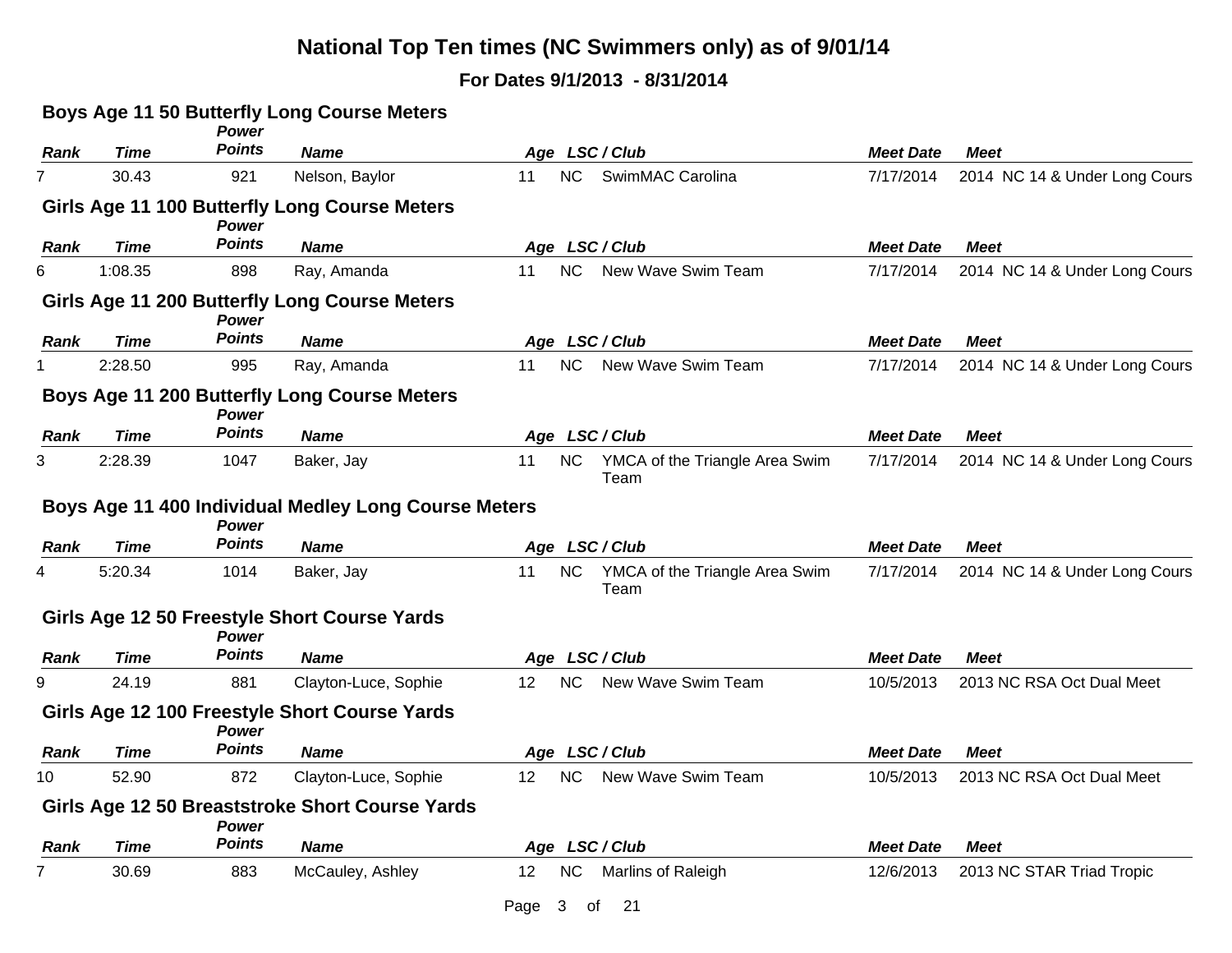# National Top Ten times (NC Swimmers only) as of 9/01/14

**For Dates 9/1/2013 - 8/31/2014**

### Boys Age 11 50 Butterfly Long Course Meters

| Rank | Time | Power Points | Name | Age | LSC / Club | | Meet Date | Meet |
|---|---|---|---|---|---|---|---|---|
| 7 | 30.43 | 921 | Nelson, Baylor | 11 | NC | SwimMAC Carolina | 7/17/2014 | 2014 NC 14 & Under Long Cours |

### Girls Age 11 100 Butterfly Long Course Meters

| Rank | Time | Power Points | Name | Age | LSC / Club | | Meet Date | Meet |
|---|---|---|---|---|---|---|---|---|
| 6 | 1:08.35 | 898 | Ray, Amanda | 11 | NC | New Wave Swim Team | 7/17/2014 | 2014 NC 14 & Under Long Cours |

### Girls Age 11 200 Butterfly Long Course Meters

| Rank | Time | Power Points | Name | Age | LSC / Club | | Meet Date | Meet |
|---|---|---|---|---|---|---|---|---|
| 1 | 2:28.50 | 995 | Ray, Amanda | 11 | NC | New Wave Swim Team | 7/17/2014 | 2014 NC 14 & Under Long Cours |

### Boys Age 11 200 Butterfly Long Course Meters

| Rank | Time | Power Points | Name | Age | LSC / Club | | Meet Date | Meet |
|---|---|---|---|---|---|---|---|---|
| 3 | 2:28.39 | 1047 | Baker, Jay | 11 | NC | YMCA of the Triangle Area Swim Team | 7/17/2014 | 2014 NC 14 & Under Long Cours |

### Boys Age 11 400 Individual Medley Long Course Meters

| Rank | Time | Power Points | Name | Age | LSC / Club | | Meet Date | Meet |
|---|---|---|---|---|---|---|---|---|
| 4 | 5:20.34 | 1014 | Baker, Jay | 11 | NC | YMCA of the Triangle Area Swim Team | 7/17/2014 | 2014 NC 14 & Under Long Cours |

### Girls Age 12 50 Freestyle Short Course Yards

| Rank | Time | Power Points | Name | Age | LSC / Club | | Meet Date | Meet |
|---|---|---|---|---|---|---|---|---|
| 9 | 24.19 | 881 | Clayton-Luce, Sophie | 12 | NC | New Wave Swim Team | 10/5/2013 | 2013 NC RSA Oct Dual Meet |

### Girls Age 12 100 Freestyle Short Course Yards

| Rank | Time | Power Points | Name | Age | LSC / Club | | Meet Date | Meet |
|---|---|---|---|---|---|---|---|---|
| 10 | 52.90 | 872 | Clayton-Luce, Sophie | 12 | NC | New Wave Swim Team | 10/5/2013 | 2013 NC RSA Oct Dual Meet |

### Girls Age 12 50 Breaststroke Short Course Yards

| Rank | Time | Power Points | Name | Age | LSC / Club | | Meet Date | Meet |
|---|---|---|---|---|---|---|---|---|
| 7 | 30.69 | 883 | McCauley, Ashley | 12 | NC | Marlins of Raleigh | 12/6/2013 | 2013 NC STAR Triad Tropic |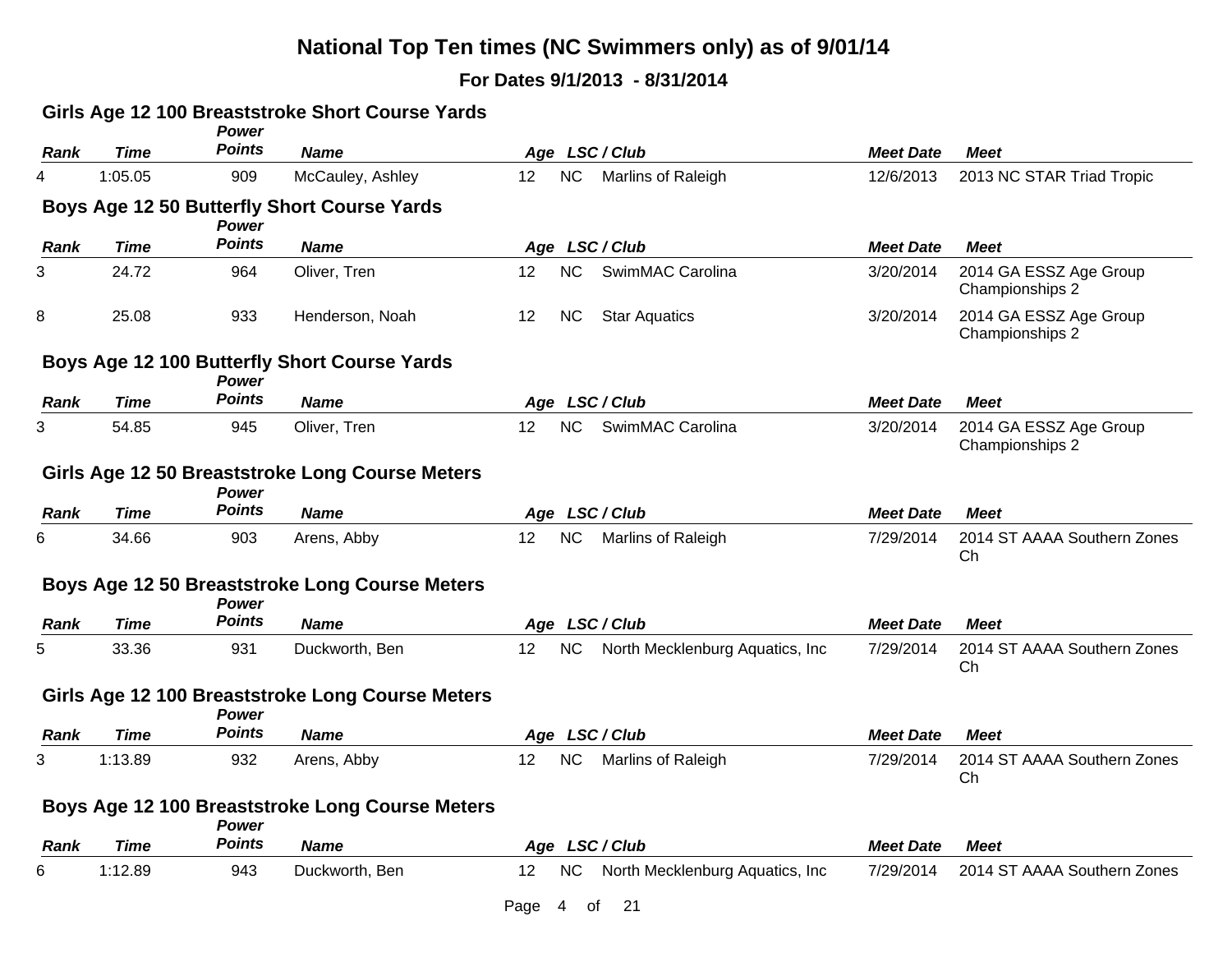# National Top Ten times (NC Swimmers only) as of 9/01/14

**For Dates 9/1/2013 - 8/31/2014**

### Girls Age 12 100 Breaststroke Short Course Yards

| Rank | Time | Power Points | Name | Age | LSC / Club | | Meet Date | Meet |
|---|---|---|---|---|---|---|---|---|
| 4 | 1:05.05 | 909 | McCauley, Ashley | 12 | NC | Marlins of Raleigh | 12/6/2013 | 2013 NC STAR Triad Tropic |

### Boys Age 12 50 Butterfly Short Course Yards

| Rank | Time | Power Points | Name | Age | LSC / Club | | Meet Date | Meet |
|---|---|---|---|---|---|---|---|---|
| 3 | 24.72 | 964 | Oliver, Tren | 12 | NC | SwimMAC Carolina | 3/20/2014 | 2014 GA ESSZ Age Group Championships 2 |
| 8 | 25.08 | 933 | Henderson, Noah | 12 | NC | Star Aquatics | 3/20/2014 | 2014 GA ESSZ Age Group Championships 2 |

### Boys Age 12 100 Butterfly Short Course Yards

| Rank | Time | Power Points | Name | Age | LSC / Club | | Meet Date | Meet |
|---|---|---|---|---|---|---|---|---|
| 3 | 54.85 | 945 | Oliver, Tren | 12 | NC | SwimMAC Carolina | 3/20/2014 | 2014 GA ESSZ Age Group Championships 2 |

### Girls Age 12 50 Breaststroke Long Course Meters

| Rank | Time | Power Points | Name | Age | LSC / Club | | Meet Date | Meet |
|---|---|---|---|---|---|---|---|---|
| 6 | 34.66 | 903 | Arens, Abby | 12 | NC | Marlins of Raleigh | 7/29/2014 | 2014 ST AAAA Southern Zones Ch |

### Boys Age 12 50 Breaststroke Long Course Meters

| Rank | Time | Power Points | Name | Age | LSC / Club | | Meet Date | Meet |
|---|---|---|---|---|---|---|---|---|
| 5 | 33.36 | 931 | Duckworth, Ben | 12 | NC | North Mecklenburg Aquatics, Inc | 7/29/2014 | 2014 ST AAAA Southern Zones Ch |

### Girls Age 12 100 Breaststroke Long Course Meters

| Rank | Time | Power Points | Name | Age | LSC / Club | | Meet Date | Meet |
|---|---|---|---|---|---|---|---|---|
| 3 | 1:13.89 | 932 | Arens, Abby | 12 | NC | Marlins of Raleigh | 7/29/2014 | 2014 ST AAAA Southern Zones Ch |

### Boys Age 12 100 Breaststroke Long Course Meters

| Rank | Time | Power Points | Name | Age | LSC / Club | | Meet Date | Meet |
|---|---|---|---|---|---|---|---|---|
| 6 | 1:12.89 | 943 | Duckworth, Ben | 12 | NC | North Mecklenburg Aquatics, Inc | 7/29/2014 | 2014 ST AAAA Southern Zones |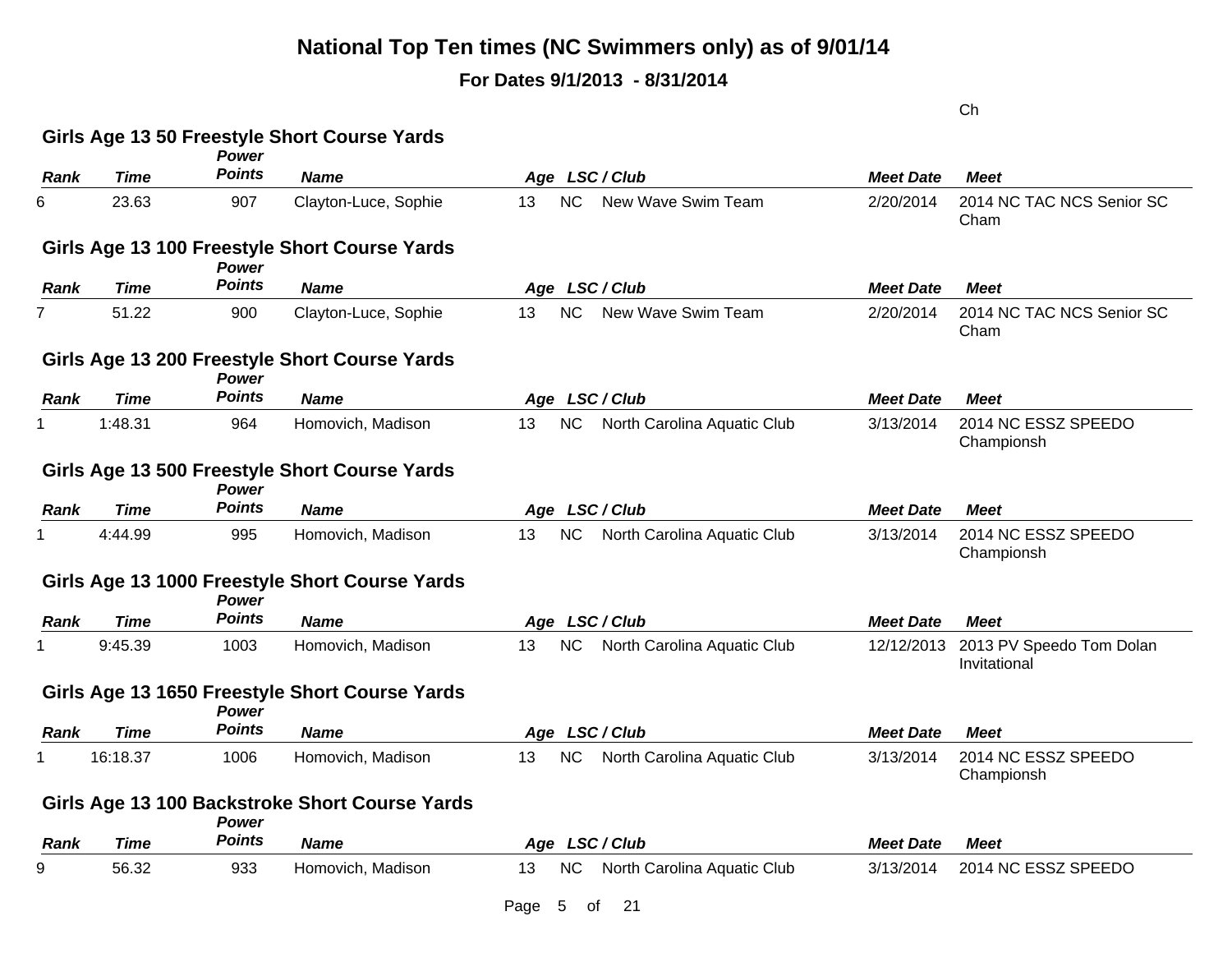# National Top Ten times (NC Swimmers only) as of 9/01/14

**For Dates 9/1/2013 - 8/31/2014**

Ch

### Girls Age 13 50 Freestyle Short Course Yards

| Rank | Time | Power Points | Name | Age | LSC / Club | | Meet Date | Meet |
|---|---|---|---|---|---|---|---|---|
| 6 | 23.63 | 907 | Clayton-Luce, Sophie | 13 | NC | New Wave Swim Team | 2/20/2014 | 2014 NC TAC NCS Senior SC Cham |

### Girls Age 13 100 Freestyle Short Course Yards

| Rank | Time | Power Points | Name | Age | LSC / Club | | Meet Date | Meet |
|---|---|---|---|---|---|---|---|---|
| 7 | 51.22 | 900 | Clayton-Luce, Sophie | 13 | NC | New Wave Swim Team | 2/20/2014 | 2014 NC TAC NCS Senior SC Cham |

### Girls Age 13 200 Freestyle Short Course Yards

| Rank | Time | Power Points | Name | Age | LSC / Club | | Meet Date | Meet |
|---|---|---|---|---|---|---|---|---|
| 1 | 1:48.31 | 964 | Homovich, Madison | 13 | NC | North Carolina Aquatic Club | 3/13/2014 | 2014 NC ESSZ SPEEDO Championsh |

### Girls Age 13 500 Freestyle Short Course Yards

| Rank | Time | Power Points | Name | Age | LSC / Club | | Meet Date | Meet |
|---|---|---|---|---|---|---|---|---|
| 1 | 4:44.99 | 995 | Homovich, Madison | 13 | NC | North Carolina Aquatic Club | 3/13/2014 | 2014 NC ESSZ SPEEDO Championsh |

### Girls Age 13 1000 Freestyle Short Course Yards

| Rank | Time | Power Points | Name | Age | LSC / Club | | Meet Date | Meet |
|---|---|---|---|---|---|---|---|---|
| 1 | 9:45.39 | 1003 | Homovich, Madison | 13 | NC | North Carolina Aquatic Club | 12/12/2013 | 2013 PV Speedo Tom Dolan Invitational |

### Girls Age 13 1650 Freestyle Short Course Yards

| Rank | Time | Power Points | Name | Age | LSC / Club | | Meet Date | Meet |
|---|---|---|---|---|---|---|---|---|
| 1 | 16:18.37 | 1006 | Homovich, Madison | 13 | NC | North Carolina Aquatic Club | 3/13/2014 | 2014 NC ESSZ SPEEDO Championsh |

### Girls Age 13 100 Backstroke Short Course Yards

| Rank | Time | Power Points | Name | Age | LSC / Club | | Meet Date | Meet |
|---|---|---|---|---|---|---|---|---|
| 9 | 56.32 | 933 | Homovich, Madison | 13 | NC | North Carolina Aquatic Club | 3/13/2014 | 2014 NC ESSZ SPEEDO |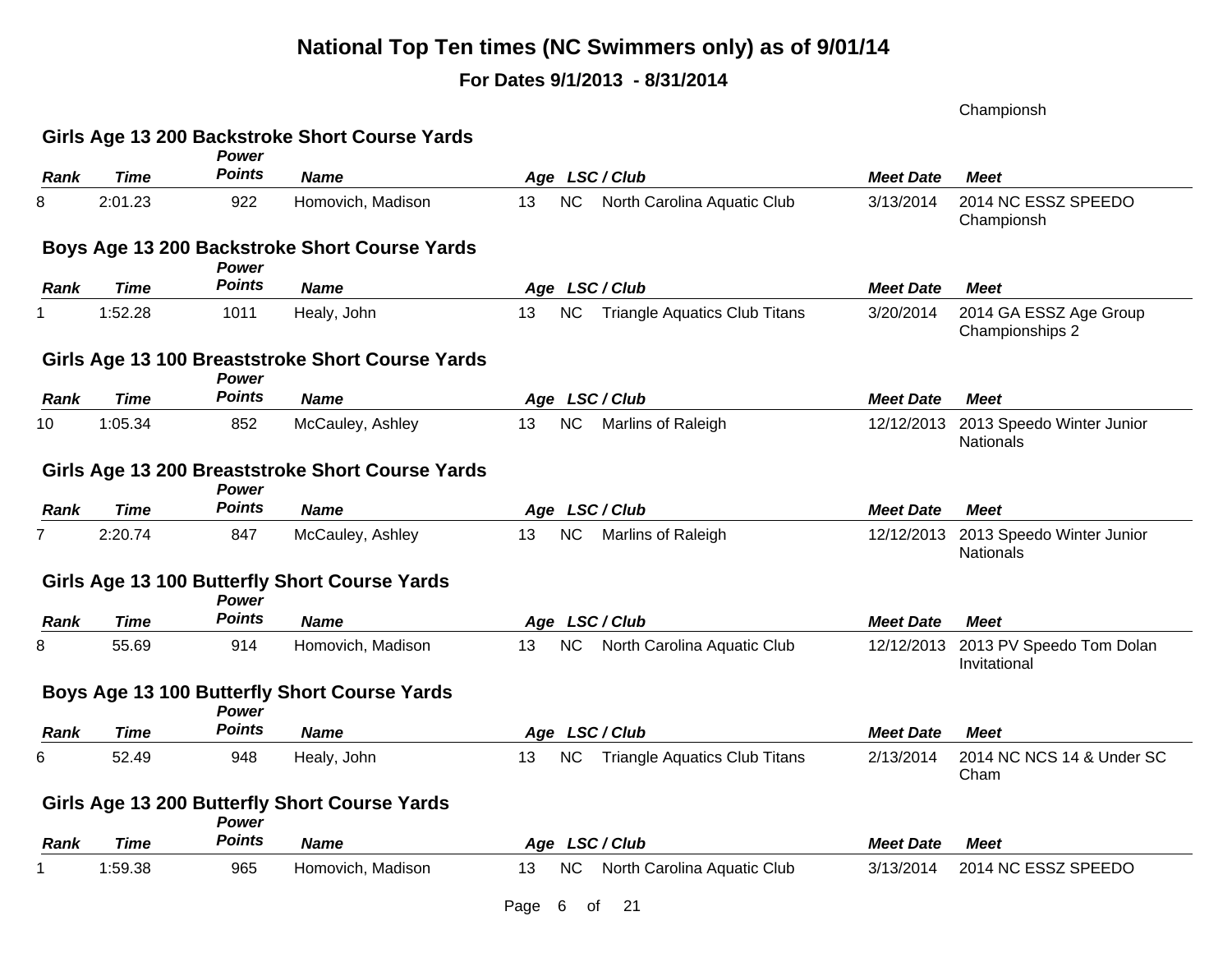# National Top Ten times (NC Swimmers only) as of 9/01/14

**For Dates 9/1/2013 - 8/31/2014**

Championsh

### Girls Age 13 200 Backstroke Short Course Yards

| Rank | Time | Power Points | Name | Age | LSC / Club | | Meet Date | Meet |
|---|---|---|---|---|---|---|---|---|
| 8 | 2:01.23 | 922 | Homovich, Madison | 13 | NC | North Carolina Aquatic Club | 3/13/2014 | 2014 NC ESSZ SPEEDO Championsh |

### Boys Age 13 200 Backstroke Short Course Yards

| Rank | Time | Power Points | Name | Age | LSC / Club | | Meet Date | Meet |
|---|---|---|---|---|---|---|---|---|
| 1 | 1:52.28 | 1011 | Healy, John | 13 | NC | Triangle Aquatics Club Titans | 3/20/2014 | 2014 GA ESSZ Age Group Championships 2 |

### Girls Age 13 100 Breaststroke Short Course Yards

| Rank | Time | Power Points | Name | Age | LSC / Club | | Meet Date | Meet |
|---|---|---|---|---|---|---|---|---|
| 10 | 1:05.34 | 852 | McCauley, Ashley | 13 | NC | Marlins of Raleigh | 12/12/2013 | 2013 Speedo Winter Junior Nationals |

### Girls Age 13 200 Breaststroke Short Course Yards

| Rank | Time | Power Points | Name | Age | LSC / Club | | Meet Date | Meet |
|---|---|---|---|---|---|---|---|---|
| 7 | 2:20.74 | 847 | McCauley, Ashley | 13 | NC | Marlins of Raleigh | 12/12/2013 | 2013 Speedo Winter Junior Nationals |

### Girls Age 13 100 Butterfly Short Course Yards

| Rank | Time | Power Points | Name | Age | LSC / Club | | Meet Date | Meet |
|---|---|---|---|---|---|---|---|---|
| 8 | 55.69 | 914 | Homovich, Madison | 13 | NC | North Carolina Aquatic Club | 12/12/2013 | 2013 PV Speedo Tom Dolan Invitational |

### Boys Age 13 100 Butterfly Short Course Yards

| Rank | Time | Power Points | Name | Age | LSC / Club | | Meet Date | Meet |
|---|---|---|---|---|---|---|---|---|
| 6 | 52.49 | 948 | Healy, John | 13 | NC | Triangle Aquatics Club Titans | 2/13/2014 | 2014 NC NCS 14 & Under SC Cham |

### Girls Age 13 200 Butterfly Short Course Yards

| Rank | Time | Power Points | Name | Age | LSC / Club | | Meet Date | Meet |
|---|---|---|---|---|---|---|---|---|
| 1 | 1:59.38 | 965 | Homovich, Madison | 13 | NC | North Carolina Aquatic Club | 3/13/2014 | 2014 NC ESSZ SPEEDO |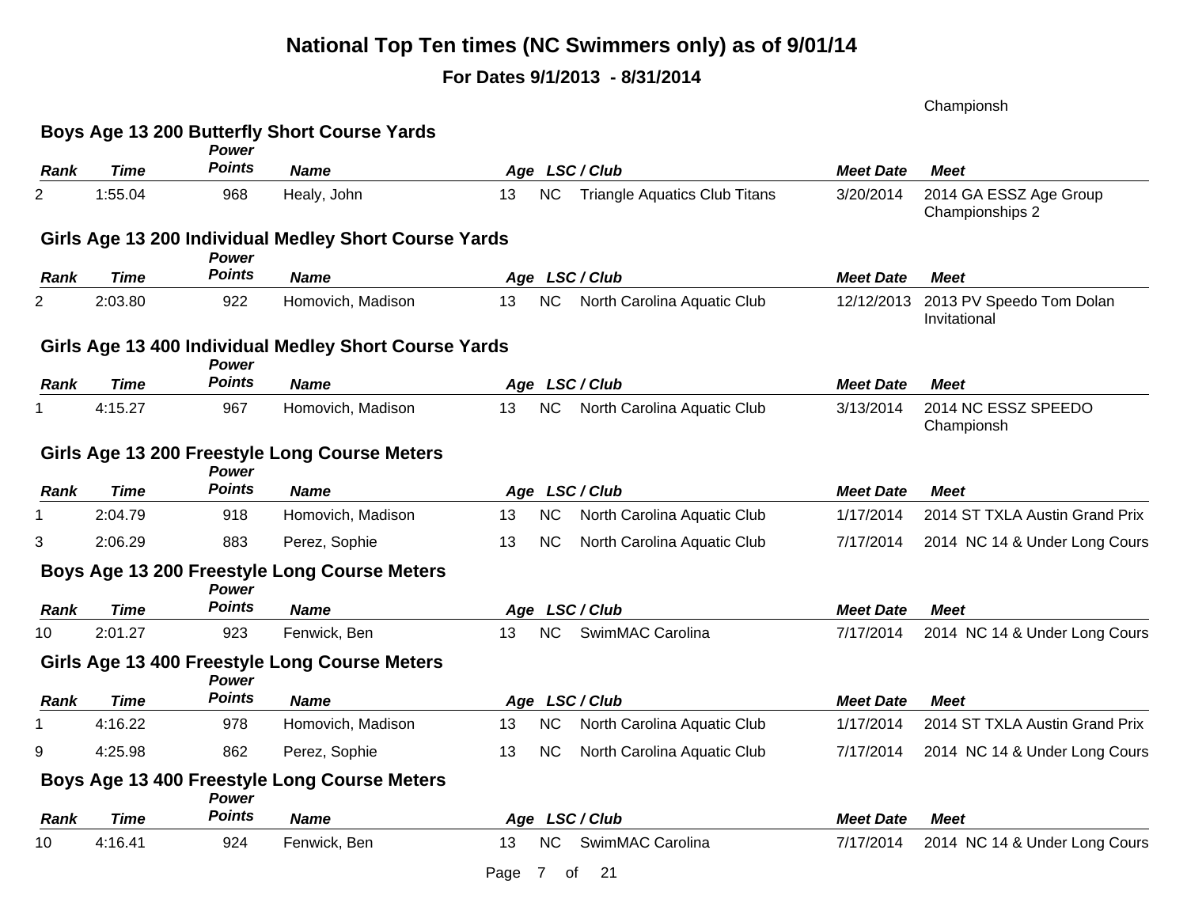# National Top Ten times (NC Swimmers only) as of 9/01/14

**For Dates 9/1/2013 - 8/31/2014**

Championsh

### Boys Age 13 200 Butterfly Short Course Yards

| Rank | Time | Power Points | Name | Age | LSC | Club | Meet Date | Meet |
|---|---|---|---|---|---|---|---|---|
| 2 | 1:55.04 | 968 | Healy, John | 13 | NC | Triangle Aquatics Club Titans | 3/20/2014 | 2014 GA ESSZ Age Group Championships 2 |

### Girls Age 13 200 Individual Medley Short Course Yards

| Rank | Time | Power Points | Name | Age | LSC | Club | Meet Date | Meet |
|---|---|---|---|---|---|---|---|---|
| 2 | 2:03.80 | 922 | Homovich, Madison | 13 | NC | North Carolina Aquatic Club | 12/12/2013 | 2013 PV Speedo Tom Dolan Invitational |

### Girls Age 13 400 Individual Medley Short Course Yards

| Rank | Time | Power Points | Name | Age | LSC | Club | Meet Date | Meet |
|---|---|---|---|---|---|---|---|---|
| 1 | 4:15.27 | 967 | Homovich, Madison | 13 | NC | North Carolina Aquatic Club | 3/13/2014 | 2014 NC ESSZ SPEEDO Championsh |

### Girls Age 13 200 Freestyle Long Course Meters

| Rank | Time | Power Points | Name | Age | LSC | Club | Meet Date | Meet |
|---|---|---|---|---|---|---|---|---|
| 1 | 2:04.79 | 918 | Homovich, Madison | 13 | NC | North Carolina Aquatic Club | 1/17/2014 | 2014 ST TXLA Austin Grand Prix |
| 3 | 2:06.29 | 883 | Perez, Sophie | 13 | NC | North Carolina Aquatic Club | 7/17/2014 | 2014 NC 14 & Under Long Cours |

### Boys Age 13 200 Freestyle Long Course Meters

| Rank | Time | Power Points | Name | Age | LSC | Club | Meet Date | Meet |
|---|---|---|---|---|---|---|---|---|
| 10 | 2:01.27 | 923 | Fenwick, Ben | 13 | NC | SwimMAC Carolina | 7/17/2014 | 2014 NC 14 & Under Long Cours |

### Girls Age 13 400 Freestyle Long Course Meters

| Rank | Time | Power Points | Name | Age | LSC | Club | Meet Date | Meet |
|---|---|---|---|---|---|---|---|---|
| 1 | 4:16.22 | 978 | Homovich, Madison | 13 | NC | North Carolina Aquatic Club | 1/17/2014 | 2014 ST TXLA Austin Grand Prix |
| 9 | 4:25.98 | 862 | Perez, Sophie | 13 | NC | North Carolina Aquatic Club | 7/17/2014 | 2014 NC 14 & Under Long Cours |

### Boys Age 13 400 Freestyle Long Course Meters

| Rank | Time | Power Points | Name | Age | LSC | Club | Meet Date | Meet |
|---|---|---|---|---|---|---|---|---|
| 10 | 4:16.41 | 924 | Fenwick, Ben | 13 | NC | SwimMAC Carolina | 7/17/2014 | 2014 NC 14 & Under Long Cours |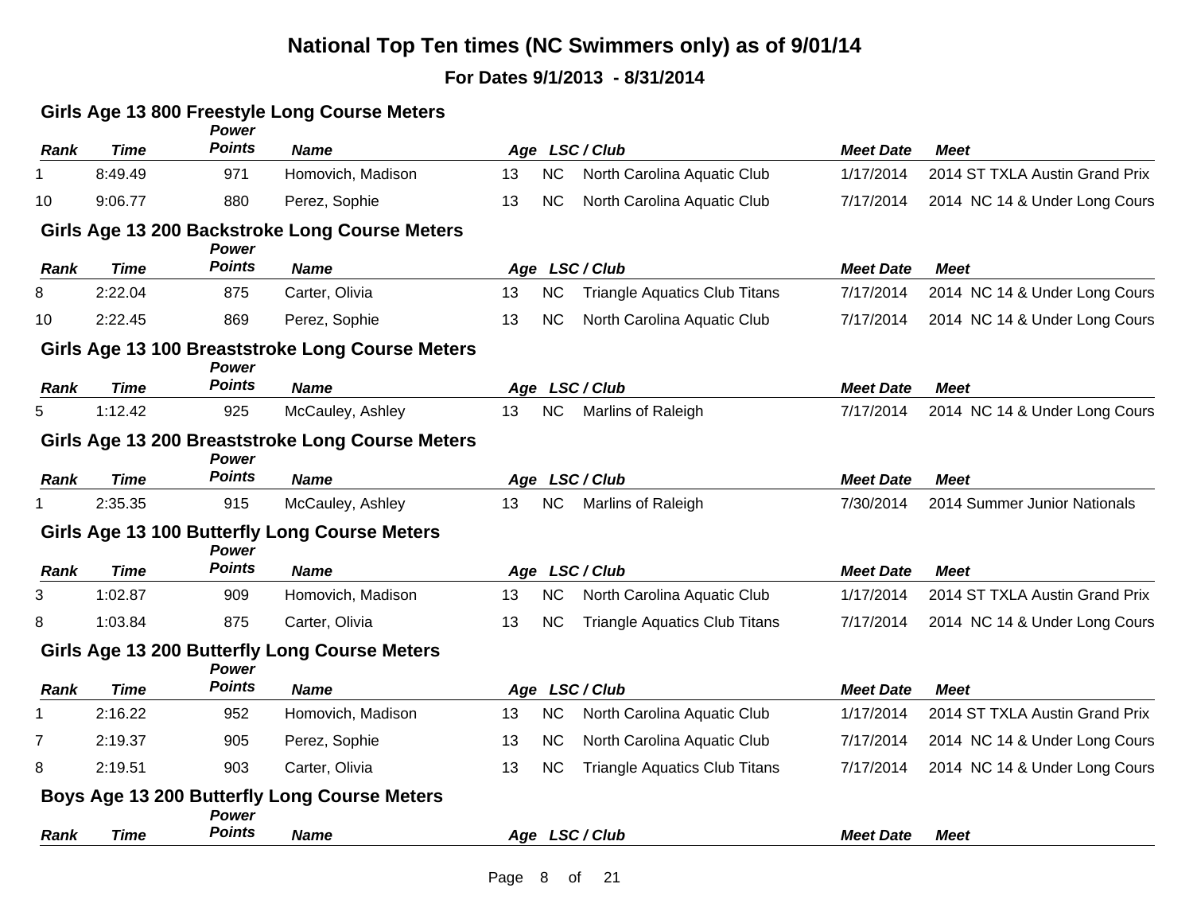# National Top Ten times (NC Swimmers only) as of 9/01/14

**For Dates 9/1/2013 - 8/31/2014**

### Girls Age 13 800 Freestyle Long Course Meters

| *Rank* | *Time* | *Power Points* | *Name* | *Age* | *LSC* | *Club* | *Meet Date* | *Meet* |
|---|---|---|---|---|---|---|---|---|
| 1 | 8:49.49 | 971 | Homovich, Madison | 13 | NC | North Carolina Aquatic Club | 1/17/2014 | 2014 ST TXLA Austin Grand Prix |
| 10 | 9:06.77 | 880 | Perez, Sophie | 13 | NC | North Carolina Aquatic Club | 7/17/2014 | 2014 NC 14 & Under Long Cours |

### Girls Age 13 200 Backstroke Long Course Meters

| *Rank* | *Time* | *Power Points* | *Name* | *Age* | *LSC* | *Club* | *Meet Date* | *Meet* |
|---|---|---|---|---|---|---|---|---|
| 8 | 2:22.04 | 875 | Carter, Olivia | 13 | NC | Triangle Aquatics Club Titans | 7/17/2014 | 2014 NC 14 & Under Long Cours |
| 10 | 2:22.45 | 869 | Perez, Sophie | 13 | NC | North Carolina Aquatic Club | 7/17/2014 | 2014 NC 14 & Under Long Cours |

### Girls Age 13 100 Breaststroke Long Course Meters

| *Rank* | *Time* | *Power Points* | *Name* | *Age* | *LSC* | *Club* | *Meet Date* | *Meet* |
|---|---|---|---|---|---|---|---|---|
| 5 | 1:12.42 | 925 | McCauley, Ashley | 13 | NC | Marlins of Raleigh | 7/17/2014 | 2014 NC 14 & Under Long Cours |

### Girls Age 13 200 Breaststroke Long Course Meters

| *Rank* | *Time* | *Power Points* | *Name* | *Age* | *LSC* | *Club* | *Meet Date* | *Meet* |
|---|---|---|---|---|---|---|---|---|
| 1 | 2:35.35 | 915 | McCauley, Ashley | 13 | NC | Marlins of Raleigh | 7/30/2014 | 2014 Summer Junior Nationals |

### Girls Age 13 100 Butterfly Long Course Meters

| *Rank* | *Time* | *Power Points* | *Name* | *Age* | *LSC* | *Club* | *Meet Date* | *Meet* |
|---|---|---|---|---|---|---|---|---|
| 3 | 1:02.87 | 909 | Homovich, Madison | 13 | NC | North Carolina Aquatic Club | 1/17/2014 | 2014 ST TXLA Austin Grand Prix |
| 8 | 1:03.84 | 875 | Carter, Olivia | 13 | NC | Triangle Aquatics Club Titans | 7/17/2014 | 2014 NC 14 & Under Long Cours |

### Girls Age 13 200 Butterfly Long Course Meters

| *Rank* | *Time* | *Power Points* | *Name* | *Age* | *LSC* | *Club* | *Meet Date* | *Meet* |
|---|---|---|---|---|---|---|---|---|
| 1 | 2:16.22 | 952 | Homovich, Madison | 13 | NC | North Carolina Aquatic Club | 1/17/2014 | 2014 ST TXLA Austin Grand Prix |
| 7 | 2:19.37 | 905 | Perez, Sophie | 13 | NC | North Carolina Aquatic Club | 7/17/2014 | 2014 NC 14 & Under Long Cours |
| 8 | 2:19.51 | 903 | Carter, Olivia | 13 | NC | Triangle Aquatics Club Titans | 7/17/2014 | 2014 NC 14 & Under Long Cours |

### Boys Age 13 200 Butterfly Long Course Meters

| *Rank* | *Time* | *Power Points* | *Name* | *Age* | *LSC* | *Club* | *Meet Date* | *Meet* |
|---|---|---|---|---|---|---|---|---|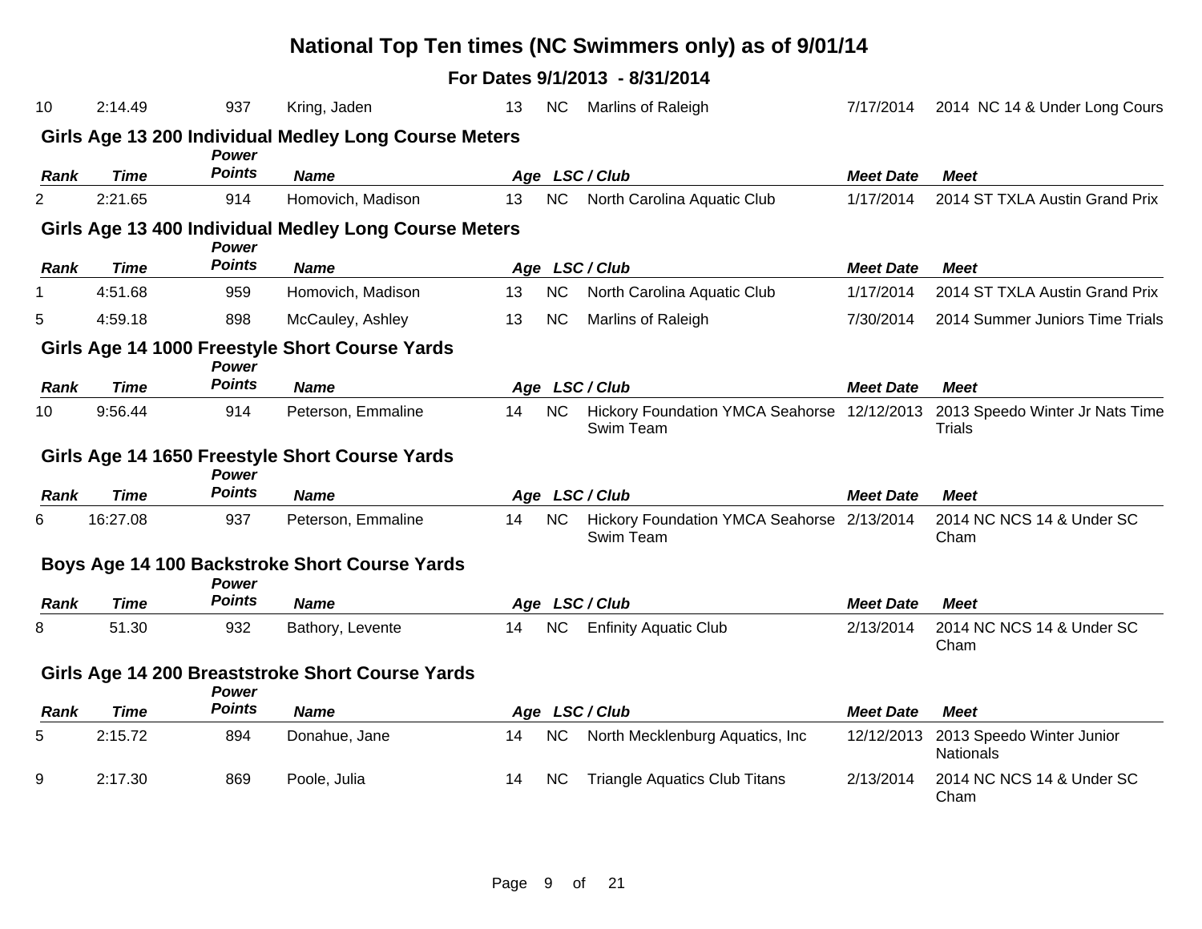# National Top Ten times (NC Swimmers only) as of 9/01/14

## For Dates 9/1/2013 - 8/31/2014

| Rank | Time | Power Points | Name | Age | LSC | Club | Meet Date | Meet |
|---|---|---|---|---|---|---|---|---|
| 10 | 2:14.49 | 937 | Kring, Jaden | 13 | NC | Marlins of Raleigh | 7/17/2014 | 2014 NC 14 & Under Long Cours |

### Girls Age 13 200 Individual Medley Long Course Meters

| Rank | Time | Power Points | Name | Age | LSC | Club | Meet Date | Meet |
|---|---|---|---|---|---|---|---|---|
| 2 | 2:21.65 | 914 | Homovich, Madison | 13 | NC | North Carolina Aquatic Club | 1/17/2014 | 2014 ST TXLA Austin Grand Prix |

### Girls Age 13 400 Individual Medley Long Course Meters

| Rank | Time | Power Points | Name | Age | LSC | Club | Meet Date | Meet |
|---|---|---|---|---|---|---|---|---|
| 1 | 4:51.68 | 959 | Homovich, Madison | 13 | NC | North Carolina Aquatic Club | 1/17/2014 | 2014 ST TXLA Austin Grand Prix |
| 5 | 4:59.18 | 898 | McCauley, Ashley | 13 | NC | Marlins of Raleigh | 7/30/2014 | 2014 Summer Juniors Time Trials |

### Girls Age 14 1000 Freestyle Short Course Yards

| Rank | Time | Power Points | Name | Age | LSC | Club | Meet Date | Meet |
|---|---|---|---|---|---|---|---|---|
| 10 | 9:56.44 | 914 | Peterson, Emmaline | 14 | NC | Hickory Foundation YMCA Seahorse Swim Team | 12/12/2013 | 2013 Speedo Winter Jr Nats Time Trials |

### Girls Age 14 1650 Freestyle Short Course Yards

| Rank | Time | Power Points | Name | Age | LSC | Club | Meet Date | Meet |
|---|---|---|---|---|---|---|---|---|
| 6 | 16:27.08 | 937 | Peterson, Emmaline | 14 | NC | Hickory Foundation YMCA Seahorse Swim Team | 2/13/2014 | 2014 NC NCS 14 & Under SC Cham |

### Boys Age 14 100 Backstroke Short Course Yards

| Rank | Time | Power Points | Name | Age | LSC | Club | Meet Date | Meet |
|---|---|---|---|---|---|---|---|---|
| 8 | 51.30 | 932 | Bathory, Levente | 14 | NC | Enfinity Aquatic Club | 2/13/2014 | 2014 NC NCS 14 & Under SC Cham |

### Girls Age 14 200 Breaststroke Short Course Yards

| Rank | Time | Power Points | Name | Age | LSC | Club | Meet Date | Meet |
|---|---|---|---|---|---|---|---|---|
| 5 | 2:15.72 | 894 | Donahue, Jane | 14 | NC | North Mecklenburg Aquatics, Inc | 12/12/2013 | 2013 Speedo Winter Junior Nationals |
| 9 | 2:17.30 | 869 | Poole, Julia | 14 | NC | Triangle Aquatics Club Titans | 2/13/2014 | 2014 NC NCS 14 & Under SC Cham |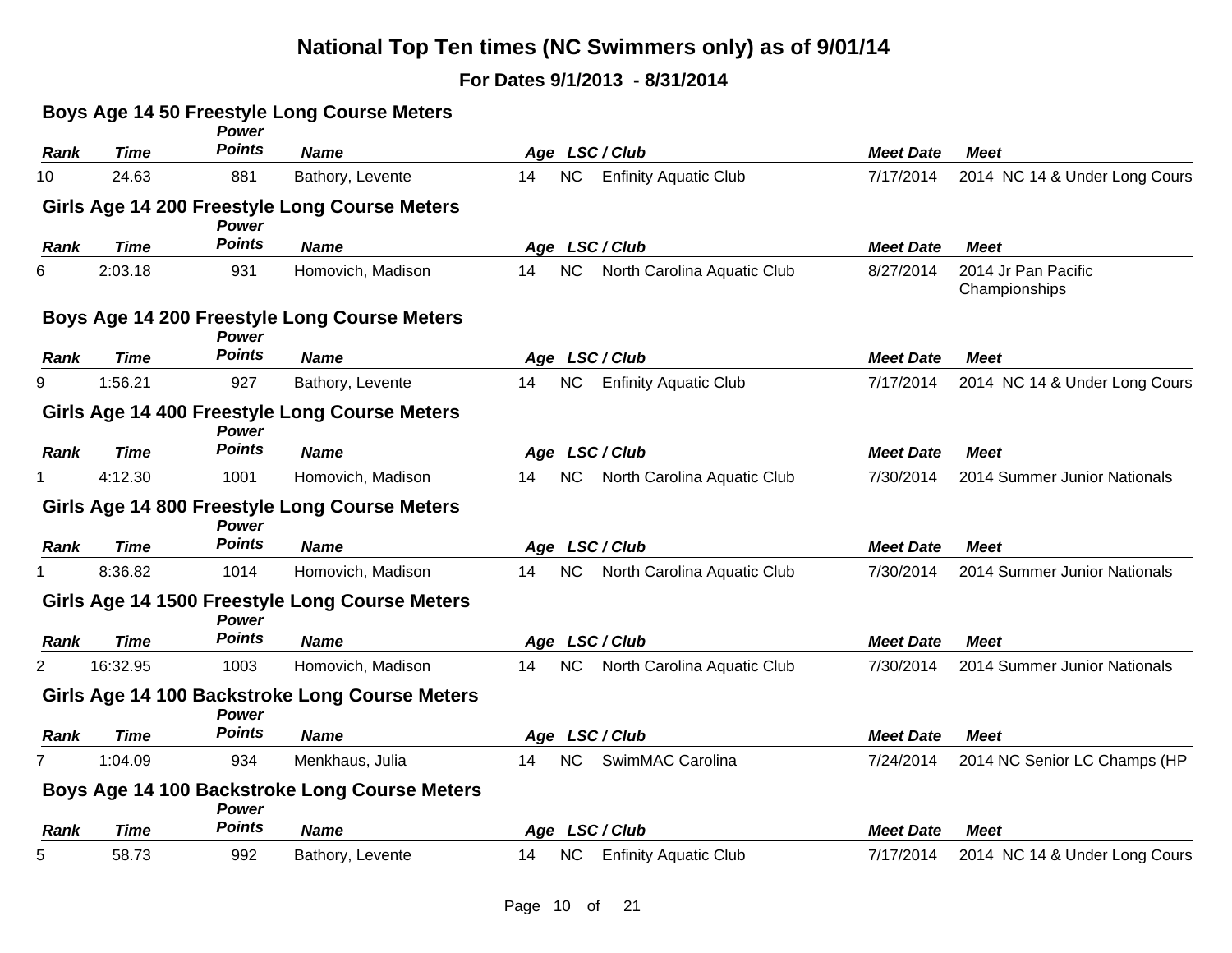# National Top Ten times (NC Swimmers only) as of 9/01/14

## For Dates 9/1/2013 - 8/31/2014

### Boys Age 14 50 Freestyle Long Course Meters

| Rank | Time | Power Points | Name | Age | LSC / Club | | Meet Date | Meet |
|---|---|---|---|---|---|---|---|---|
| 10 | 24.63 | 881 | Bathory, Levente | 14 | NC | Enfinity Aquatic Club | 7/17/2014 | 2014 NC 14 & Under Long Cours |

### Girls Age 14 200 Freestyle Long Course Meters

| Rank | Time | Power Points | Name | Age | LSC / Club | | Meet Date | Meet |
|---|---|---|---|---|---|---|---|---|
| 6 | 2:03.18 | 931 | Homovich, Madison | 14 | NC | North Carolina Aquatic Club | 8/27/2014 | 2014 Jr Pan Pacific Championships |

### Boys Age 14 200 Freestyle Long Course Meters

| Rank | Time | Power Points | Name | Age | LSC / Club | | Meet Date | Meet |
|---|---|---|---|---|---|---|---|---|
| 9 | 1:56.21 | 927 | Bathory, Levente | 14 | NC | Enfinity Aquatic Club | 7/17/2014 | 2014 NC 14 & Under Long Cours |

### Girls Age 14 400 Freestyle Long Course Meters

| Rank | Time | Power Points | Name | Age | LSC / Club | | Meet Date | Meet |
|---|---|---|---|---|---|---|---|---|
| 1 | 4:12.30 | 1001 | Homovich, Madison | 14 | NC | North Carolina Aquatic Club | 7/30/2014 | 2014 Summer Junior Nationals |

### Girls Age 14 800 Freestyle Long Course Meters

| Rank | Time | Power Points | Name | Age | LSC / Club | | Meet Date | Meet |
|---|---|---|---|---|---|---|---|---|
| 1 | 8:36.82 | 1014 | Homovich, Madison | 14 | NC | North Carolina Aquatic Club | 7/30/2014 | 2014 Summer Junior Nationals |

### Girls Age 14 1500 Freestyle Long Course Meters

| Rank | Time | Power Points | Name | Age | LSC / Club | | Meet Date | Meet |
|---|---|---|---|---|---|---|---|---|
| 2 | 16:32.95 | 1003 | Homovich, Madison | 14 | NC | North Carolina Aquatic Club | 7/30/2014 | 2014 Summer Junior Nationals |

### Girls Age 14 100 Backstroke Long Course Meters

| Rank | Time | Power Points | Name | Age | LSC / Club | | Meet Date | Meet |
|---|---|---|---|---|---|---|---|---|
| 7 | 1:04.09 | 934 | Menkhaus, Julia | 14 | NC | SwimMAC Carolina | 7/24/2014 | 2014 NC Senior LC Champs (HP |

### Boys Age 14 100 Backstroke Long Course Meters

| Rank | Time | Power Points | Name | Age | LSC / Club | | Meet Date | Meet |
|---|---|---|---|---|---|---|---|---|
| 5 | 58.73 | 992 | Bathory, Levente | 14 | NC | Enfinity Aquatic Club | 7/17/2014 | 2014 NC 14 & Under Long Cours |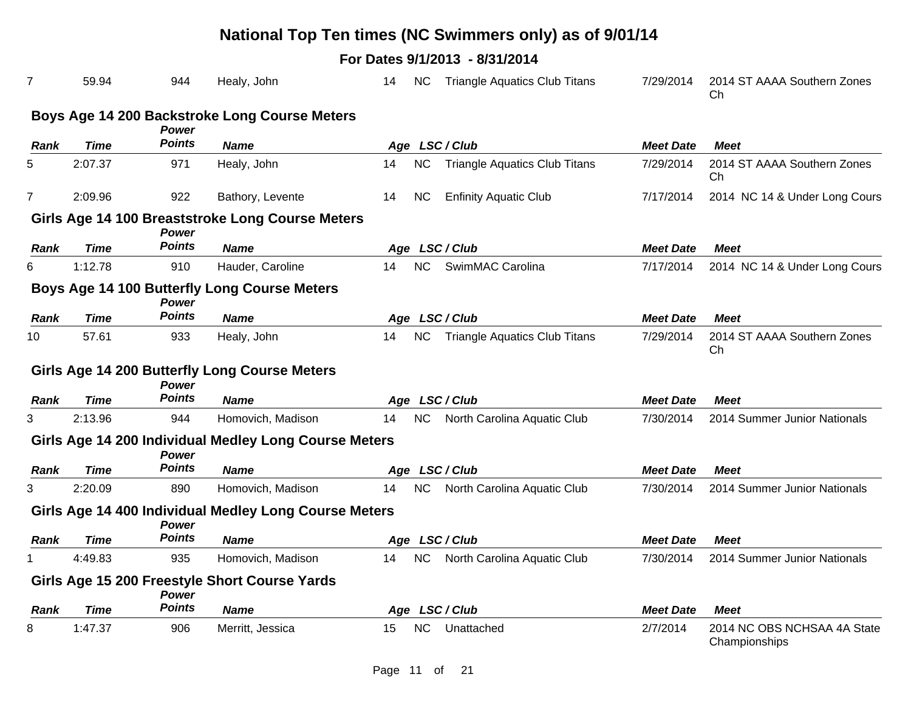# National Top Ten times (NC Swimmers only) as of 9/01/14

**For Dates 9/1/2013 - 8/31/2014**

| Rank | Time | Power Points | Name | Age | LSC / Club | | Meet Date | Meet |
|---|---|---|---|---|---|---|---|---|
| 7 | 59.94 | 944 | Healy, John | 14 | NC | Triangle Aquatics Club Titans | 7/29/2014 | 2014 ST AAAA Southern Zones Ch |

### Boys Age 14 200 Backstroke Long Course Meters

| Rank | Time | Power Points | Name | Age | LSC / Club | | Meet Date | Meet |
|---|---|---|---|---|---|---|---|---|
| 5 | 2:07.37 | 971 | Healy, John | 14 | NC | Triangle Aquatics Club Titans | 7/29/2014 | 2014 ST AAAA Southern Zones Ch |
| 7 | 2:09.96 | 922 | Bathory, Levente | 14 | NC | Enfinity Aquatic Club | 7/17/2014 | 2014 NC 14 & Under Long Cours |

### Girls Age 14 100 Breaststroke Long Course Meters

| Rank | Time | Power Points | Name | Age | LSC / Club | | Meet Date | Meet |
|---|---|---|---|---|---|---|---|---|
| 6 | 1:12.78 | 910 | Hauder, Caroline | 14 | NC | SwimMAC Carolina | 7/17/2014 | 2014 NC 14 & Under Long Cours |

### Boys Age 14 100 Butterfly Long Course Meters

| Rank | Time | Power Points | Name | Age | LSC / Club | | Meet Date | Meet |
|---|---|---|---|---|---|---|---|---|
| 10 | 57.61 | 933 | Healy, John | 14 | NC | Triangle Aquatics Club Titans | 7/29/2014 | 2014 ST AAAA Southern Zones Ch |

### Girls Age 14 200 Butterfly Long Course Meters

| Rank | Time | Power Points | Name | Age | LSC / Club | | Meet Date | Meet |
|---|---|---|---|---|---|---|---|---|
| 3 | 2:13.96 | 944 | Homovich, Madison | 14 | NC | North Carolina Aquatic Club | 7/30/2014 | 2014 Summer Junior Nationals |

### Girls Age 14 200 Individual Medley Long Course Meters

| Rank | Time | Power Points | Name | Age | LSC / Club | | Meet Date | Meet |
|---|---|---|---|---|---|---|---|---|
| 3 | 2:20.09 | 890 | Homovich, Madison | 14 | NC | North Carolina Aquatic Club | 7/30/2014 | 2014 Summer Junior Nationals |

### Girls Age 14 400 Individual Medley Long Course Meters

| Rank | Time | Power Points | Name | Age | LSC / Club | | Meet Date | Meet |
|---|---|---|---|---|---|---|---|---|
| 1 | 4:49.83 | 935 | Homovich, Madison | 14 | NC | North Carolina Aquatic Club | 7/30/2014 | 2014 Summer Junior Nationals |

### Girls Age 15 200 Freestyle Short Course Yards

| Rank | Time | Power Points | Name | Age | LSC / Club | | Meet Date | Meet |
|---|---|---|---|---|---|---|---|---|
| 8 | 1:47.37 | 906 | Merritt, Jessica | 15 | NC | Unattached | 2/7/2014 | 2014 NC OBS NCHSAA 4A State Championships |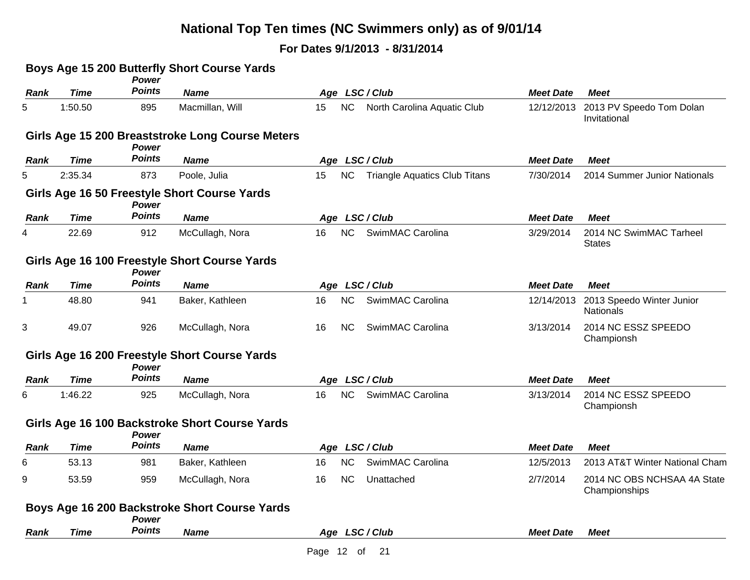# National Top Ten times (NC Swimmers only) as of 9/01/14

## For Dates 9/1/2013 - 8/31/2014

### Boys Age 15 200 Butterfly Short Course Yards

| Rank | Time | Power Points | Name | Age | LSC / Club | | Meet Date | Meet |
|---|---|---|---|---|---|---|---|---|
| 5 | 1:50.50 | 895 | Macmillan, Will | 15 | NC | North Carolina Aquatic Club | 12/12/2013 | 2013 PV Speedo Tom Dolan Invitational |

### Girls Age 15 200 Breaststroke Long Course Meters

| Rank | Time | Power Points | Name | Age | LSC / Club | | Meet Date | Meet |
|---|---|---|---|---|---|---|---|---|
| 5 | 2:35.34 | 873 | Poole, Julia | 15 | NC | Triangle Aquatics Club Titans | 7/30/2014 | 2014 Summer Junior Nationals |

### Girls Age 16 50 Freestyle Short Course Yards

| Rank | Time | Power Points | Name | Age | LSC / Club | | Meet Date | Meet |
|---|---|---|---|---|---|---|---|---|
| 4 | 22.69 | 912 | McCullagh, Nora | 16 | NC | SwimMAC Carolina | 3/29/2014 | 2014 NC SwimMAC Tarheel States |

### Girls Age 16 100 Freestyle Short Course Yards

| Rank | Time | Power Points | Name | Age | LSC / Club | | Meet Date | Meet |
|---|---|---|---|---|---|---|---|---|
| 1 | 48.80 | 941 | Baker, Kathleen | 16 | NC | SwimMAC Carolina | 12/14/2013 | 2013 Speedo Winter Junior Nationals |
| 3 | 49.07 | 926 | McCullagh, Nora | 16 | NC | SwimMAC Carolina | 3/13/2014 | 2014 NC ESSZ SPEEDO Championsh |

### Girls Age 16 200 Freestyle Short Course Yards

| Rank | Time | Power Points | Name | Age | LSC / Club | | Meet Date | Meet |
|---|---|---|---|---|---|---|---|---|
| 6 | 1:46.22 | 925 | McCullagh, Nora | 16 | NC | SwimMAC Carolina | 3/13/2014 | 2014 NC ESSZ SPEEDO Championsh |

### Girls Age 16 100 Backstroke Short Course Yards

| Rank | Time | Power Points | Name | Age | LSC / Club | | Meet Date | Meet |
|---|---|---|---|---|---|---|---|---|
| 6 | 53.13 | 981 | Baker, Kathleen | 16 | NC | SwimMAC Carolina | 12/5/2013 | 2013 AT&T Winter National Cham |
| 9 | 53.59 | 959 | McCullagh, Nora | 16 | NC | Unattached | 2/7/2014 | 2014 NC OBS NCHSAA 4A State Championships |

### Boys Age 16 200 Backstroke Short Course Yards

| Rank | Time | Power Points | Name | Age | LSC / Club | | Meet Date | Meet |
|---|---|---|---|---|---|---|---|---|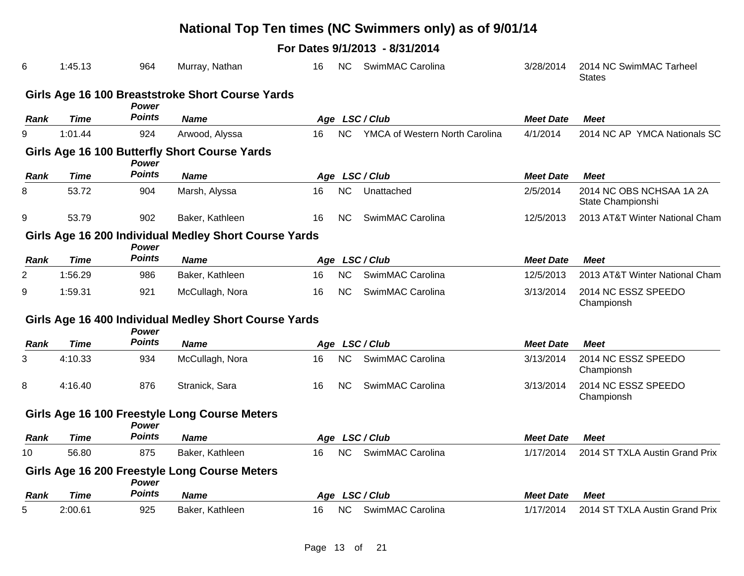# National Top Ten times (NC Swimmers only) as of 9/01/14

**For Dates 9/1/2013 - 8/31/2014**

| Rank | Time | Power Points | Name | Age | LSC | Club | Meet Date | Meet |
|---|---|---|---|---|---|---|---|---|
| 6 | 1:45.13 | 964 | Murray, Nathan | 16 | NC | SwimMAC Carolina | 3/28/2014 | 2014 NC SwimMAC Tarheel States |

### Girls Age 16 100 Breaststroke Short Course Yards

| Rank | Time | Power Points | Name | Age | LSC | Club | Meet Date | Meet |
|---|---|---|---|---|---|---|---|---|
| 9 | 1:01.44 | 924 | Arwood, Alyssa | 16 | NC | YMCA of Western North Carolina | 4/1/2014 | 2014 NC AP YMCA Nationals SC |

### Girls Age 16 100 Butterfly Short Course Yards

| Rank | Time | Power Points | Name | Age | LSC | Club | Meet Date | Meet |
|---|---|---|---|---|---|---|---|---|
| 8 | 53.72 | 904 | Marsh, Alyssa | 16 | NC | Unattached | 2/5/2014 | 2014 NC OBS NCHSAA 1A 2A State Championshi |
| 9 | 53.79 | 902 | Baker, Kathleen | 16 | NC | SwimMAC Carolina | 12/5/2013 | 2013 AT&T Winter National Cham |

### Girls Age 16 200 Individual Medley Short Course Yards

| Rank | Time | Power Points | Name | Age | LSC | Club | Meet Date | Meet |
|---|---|---|---|---|---|---|---|---|
| 2 | 1:56.29 | 986 | Baker, Kathleen | 16 | NC | SwimMAC Carolina | 12/5/2013 | 2013 AT&T Winter National Cham |
| 9 | 1:59.31 | 921 | McCullagh, Nora | 16 | NC | SwimMAC Carolina | 3/13/2014 | 2014 NC ESSZ SPEEDO Championsh |

### Girls Age 16 400 Individual Medley Short Course Yards

| Rank | Time | Power Points | Name | Age | LSC | Club | Meet Date | Meet |
|---|---|---|---|---|---|---|---|---|
| 3 | 4:10.33 | 934 | McCullagh, Nora | 16 | NC | SwimMAC Carolina | 3/13/2014 | 2014 NC ESSZ SPEEDO Championsh |
| 8 | 4:16.40 | 876 | Stranick, Sara | 16 | NC | SwimMAC Carolina | 3/13/2014 | 2014 NC ESSZ SPEEDO Championsh |

### Girls Age 16 100 Freestyle Long Course Meters

| Rank | Time | Power Points | Name | Age | LSC | Club | Meet Date | Meet |
|---|---|---|---|---|---|---|---|---|
| 10 | 56.80 | 875 | Baker, Kathleen | 16 | NC | SwimMAC Carolina | 1/17/2014 | 2014 ST TXLA Austin Grand Prix |

### Girls Age 16 200 Freestyle Long Course Meters

| Rank | Time | Power Points | Name | Age | LSC | Club | Meet Date | Meet |
|---|---|---|---|---|---|---|---|---|
| 5 | 2:00.61 | 925 | Baker, Kathleen | 16 | NC | SwimMAC Carolina | 1/17/2014 | 2014 ST TXLA Austin Grand Prix |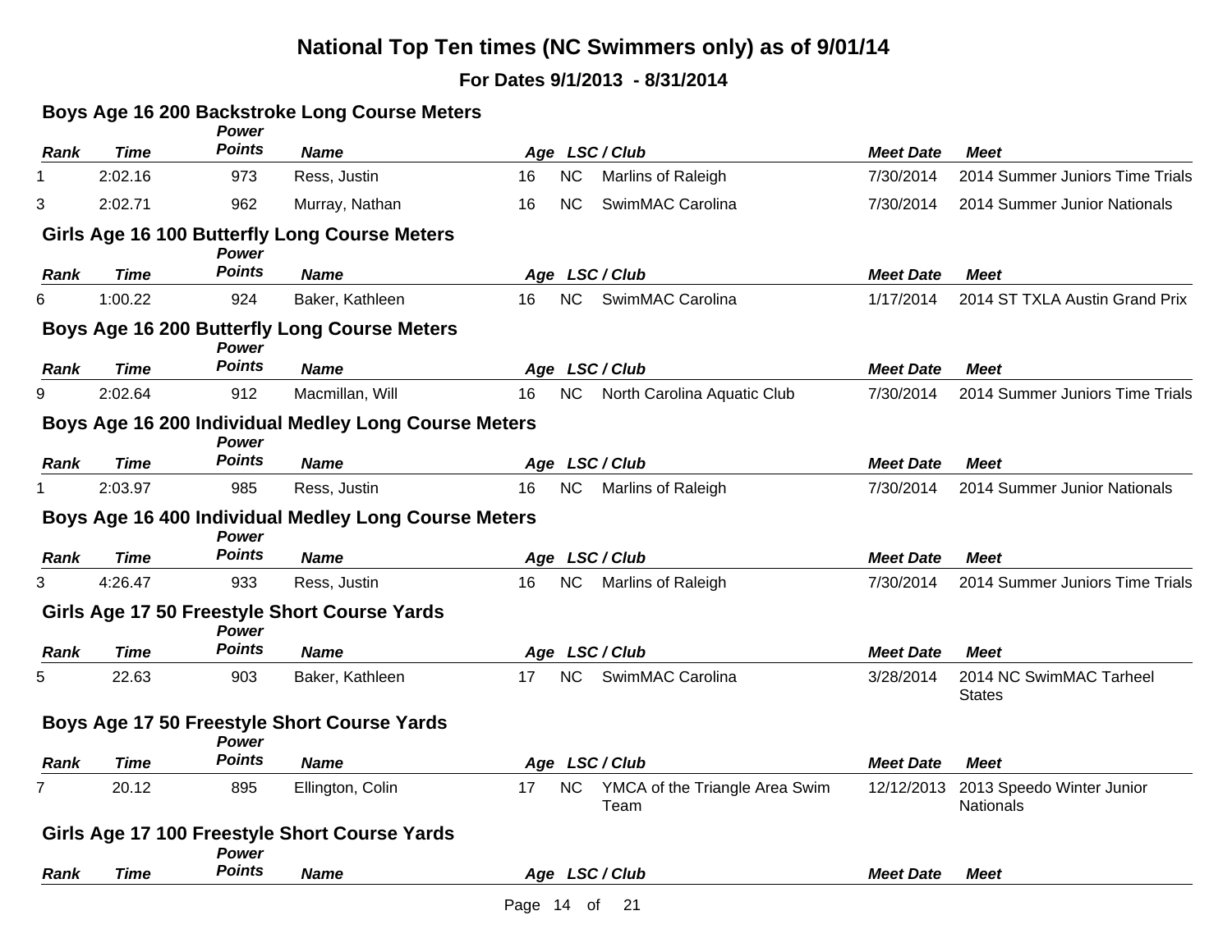# National Top Ten times (NC Swimmers only) as of 9/01/14

**For Dates 9/1/2013 - 8/31/2014**

### Boys Age 16 200 Backstroke Long Course Meters

| Rank | Time | Power Points | Name | Age | LSC | Club | Meet Date | Meet |
|---|---|---|---|---|---|---|---|---|
| 1 | 2:02.16 | 973 | Ress, Justin | 16 | NC | Marlins of Raleigh | 7/30/2014 | 2014 Summer Juniors Time Trials |
| 3 | 2:02.71 | 962 | Murray, Nathan | 16 | NC | SwimMAC Carolina | 7/30/2014 | 2014 Summer Junior Nationals |

### Girls Age 16 100 Butterfly Long Course Meters

| Rank | Time | Power Points | Name | Age | LSC | Club | Meet Date | Meet |
|---|---|---|---|---|---|---|---|---|
| 6 | 1:00.22 | 924 | Baker, Kathleen | 16 | NC | SwimMAC Carolina | 1/17/2014 | 2014 ST TXLA Austin Grand Prix |

### Boys Age 16 200 Butterfly Long Course Meters

| Rank | Time | Power Points | Name | Age | LSC | Club | Meet Date | Meet |
|---|---|---|---|---|---|---|---|---|
| 9 | 2:02.64 | 912 | Macmillan, Will | 16 | NC | North Carolina Aquatic Club | 7/30/2014 | 2014 Summer Juniors Time Trials |

### Boys Age 16 200 Individual Medley Long Course Meters

| Rank | Time | Power Points | Name | Age | LSC | Club | Meet Date | Meet |
|---|---|---|---|---|---|---|---|---|
| 1 | 2:03.97 | 985 | Ress, Justin | 16 | NC | Marlins of Raleigh | 7/30/2014 | 2014 Summer Junior Nationals |

### Boys Age 16 400 Individual Medley Long Course Meters

| Rank | Time | Power Points | Name | Age | LSC | Club | Meet Date | Meet |
|---|---|---|---|---|---|---|---|---|
| 3 | 4:26.47 | 933 | Ress, Justin | 16 | NC | Marlins of Raleigh | 7/30/2014 | 2014 Summer Juniors Time Trials |

### Girls Age 17 50 Freestyle Short Course Yards

| Rank | Time | Power Points | Name | Age | LSC | Club | Meet Date | Meet |
|---|---|---|---|---|---|---|---|---|
| 5 | 22.63 | 903 | Baker, Kathleen | 17 | NC | SwimMAC Carolina | 3/28/2014 | 2014 NC SwimMAC Tarheel States |

### Boys Age 17 50 Freestyle Short Course Yards

| Rank | Time | Power Points | Name | Age | LSC | Club | Meet Date | Meet |
|---|---|---|---|---|---|---|---|---|
| 7 | 20.12 | 895 | Ellington, Colin | 17 | NC | YMCA of the Triangle Area Swim Team | 12/12/2013 | 2013 Speedo Winter Junior Nationals |

### Girls Age 17 100 Freestyle Short Course Yards

| Rank | Time | Power Points | Name | Age | LSC | Club | Meet Date | Meet |
|---|---|---|---|---|---|---|---|---|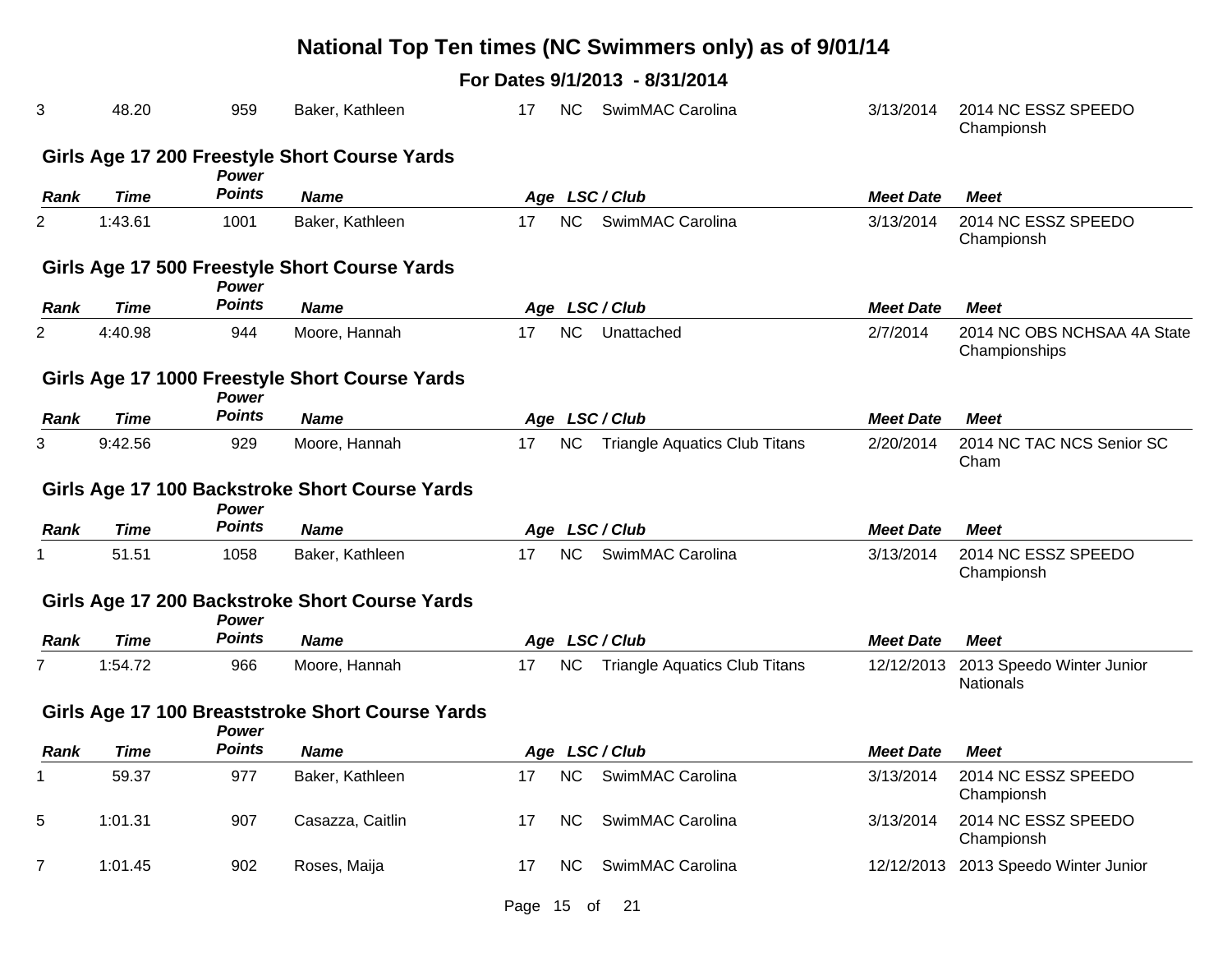# National Top Ten times (NC Swimmers only) as of 9/01/14

**For Dates 9/1/2013 - 8/31/2014**

| Rank | Time | Power Points | Name | Age | LSC | Club | Meet Date | Meet |
|---|---|---|---|---|---|---|---|---|
| 3 | 48.20 | 959 | Baker, Kathleen | 17 | NC | SwimMAC Carolina | 3/13/2014 | 2014 NC ESSZ SPEEDO Championsh |

### Girls Age 17 200 Freestyle Short Course Yards

| Rank | Time | Power Points | Name | Age | LSC | Club | Meet Date | Meet |
|---|---|---|---|---|---|---|---|---|
| 2 | 1:43.61 | 1001 | Baker, Kathleen | 17 | NC | SwimMAC Carolina | 3/13/2014 | 2014 NC ESSZ SPEEDO Championsh |

### Girls Age 17 500 Freestyle Short Course Yards

| Rank | Time | Power Points | Name | Age | LSC | Club | Meet Date | Meet |
|---|---|---|---|---|---|---|---|---|
| 2 | 4:40.98 | 944 | Moore, Hannah | 17 | NC | Unattached | 2/7/2014 | 2014 NC OBS NCHSAA 4A State Championships |

### Girls Age 17 1000 Freestyle Short Course Yards

| Rank | Time | Power Points | Name | Age | LSC | Club | Meet Date | Meet |
|---|---|---|---|---|---|---|---|---|
| 3 | 9:42.56 | 929 | Moore, Hannah | 17 | NC | Triangle Aquatics Club Titans | 2/20/2014 | 2014 NC TAC NCS Senior SC Cham |

### Girls Age 17 100 Backstroke Short Course Yards

| Rank | Time | Power Points | Name | Age | LSC | Club | Meet Date | Meet |
|---|---|---|---|---|---|---|---|---|
| 1 | 51.51 | 1058 | Baker, Kathleen | 17 | NC | SwimMAC Carolina | 3/13/2014 | 2014 NC ESSZ SPEEDO Championsh |

### Girls Age 17 200 Backstroke Short Course Yards

| Rank | Time | Power Points | Name | Age | LSC | Club | Meet Date | Meet |
|---|---|---|---|---|---|---|---|---|
| 7 | 1:54.72 | 966 | Moore, Hannah | 17 | NC | Triangle Aquatics Club Titans | 12/12/2013 | 2013 Speedo Winter Junior Nationals |

### Girls Age 17 100 Breaststroke Short Course Yards

| Rank | Time | Power Points | Name | Age | LSC | Club | Meet Date | Meet |
|---|---|---|---|---|---|---|---|---|
| 1 | 59.37 | 977 | Baker, Kathleen | 17 | NC | SwimMAC Carolina | 3/13/2014 | 2014 NC ESSZ SPEEDO Championsh |
| 5 | 1:01.31 | 907 | Casazza, Caitlin | 17 | NC | SwimMAC Carolina | 3/13/2014 | 2014 NC ESSZ SPEEDO Championsh |
| 7 | 1:01.45 | 902 | Roses, Maija | 17 | NC | SwimMAC Carolina | 12/12/2013 | 2013 Speedo Winter Junior |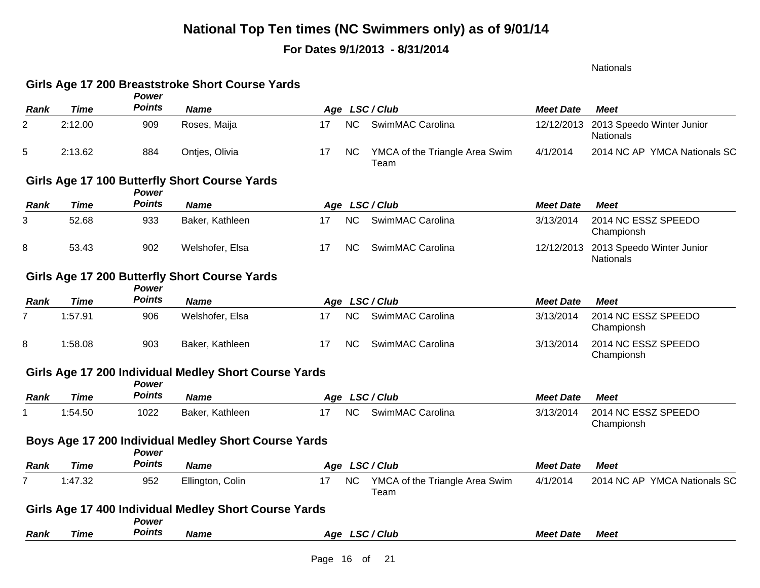# National Top Ten times (NC Swimmers only) as of 9/01/14

**For Dates 9/1/2013 - 8/31/2014**

Nationals

### Girls Age 17 200 Breaststroke Short Course Yards

| Rank | Time | Power Points | Name | Age | LSC / Club | | Meet Date | Meet |
|---|---|---|---|---|---|---|---|---|
| 2 | 2:12.00 | 909 | Roses, Maija | 17 | NC | SwimMAC Carolina | 12/12/2013 | 2013 Speedo Winter Junior Nationals |
| 5 | 2:13.62 | 884 | Ontjes, Olivia | 17 | NC | YMCA of the Triangle Area Swim Team | 4/1/2014 | 2014 NC AP YMCA Nationals SC |

### Girls Age 17 100 Butterfly Short Course Yards

| Rank | Time | Power Points | Name | Age | LSC / Club | | Meet Date | Meet |
|---|---|---|---|---|---|---|---|---|
| 3 | 52.68 | 933 | Baker, Kathleen | 17 | NC | SwimMAC Carolina | 3/13/2014 | 2014 NC ESSZ SPEEDO Championsh |
| 8 | 53.43 | 902 | Welshofer, Elsa | 17 | NC | SwimMAC Carolina | 12/12/2013 | 2013 Speedo Winter Junior Nationals |

### Girls Age 17 200 Butterfly Short Course Yards

| Rank | Time | Power Points | Name | Age | LSC / Club | | Meet Date | Meet |
|---|---|---|---|---|---|---|---|---|
| 7 | 1:57.91 | 906 | Welshofer, Elsa | 17 | NC | SwimMAC Carolina | 3/13/2014 | 2014 NC ESSZ SPEEDO Championsh |
| 8 | 1:58.08 | 903 | Baker, Kathleen | 17 | NC | SwimMAC Carolina | 3/13/2014 | 2014 NC ESSZ SPEEDO Championsh |

### Girls Age 17 200 Individual Medley Short Course Yards

| Rank | Time | Power Points | Name | Age | LSC / Club | | Meet Date | Meet |
|---|---|---|---|---|---|---|---|---|
| 1 | 1:54.50 | 1022 | Baker, Kathleen | 17 | NC | SwimMAC Carolina | 3/13/2014 | 2014 NC ESSZ SPEEDO Championsh |

### Boys Age 17 200 Individual Medley Short Course Yards

| Rank | Time | Power Points | Name | Age | LSC / Club | | Meet Date | Meet |
|---|---|---|---|---|---|---|---|---|
| 7 | 1:47.32 | 952 | Ellington, Colin | 17 | NC | YMCA of the Triangle Area Swim Team | 4/1/2014 | 2014 NC AP YMCA Nationals SC |

### Girls Age 17 400 Individual Medley Short Course Yards

| Rank | Time | Power Points | Name | Age | LSC / Club | | Meet Date | Meet |
|---|---|---|---|---|---|---|---|---|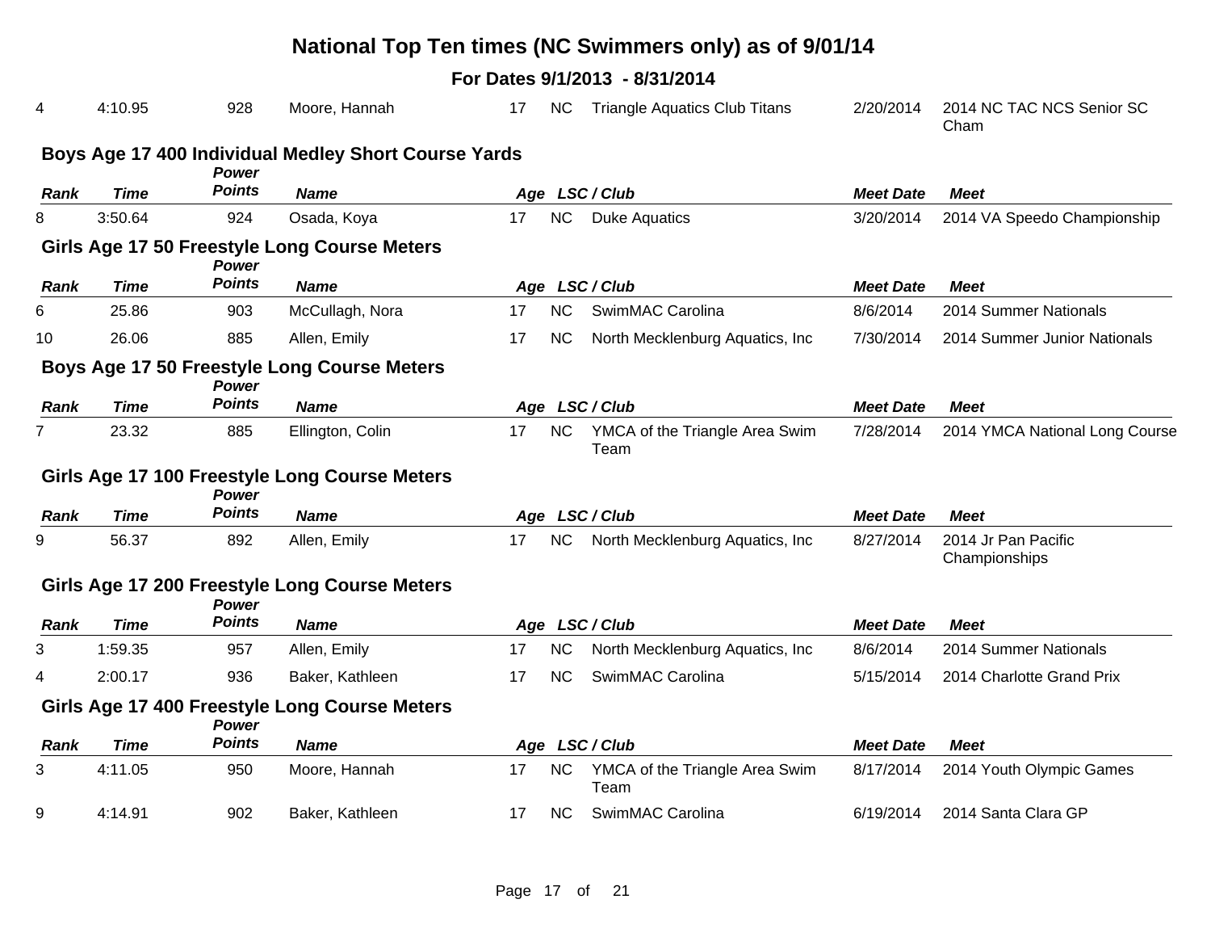# National Top Ten times (NC Swimmers only) as of 9/01/14

**For Dates 9/1/2013 - 8/31/2014**

| Rank | Time | Power Points | Name | Age | LSC / Club | | Meet Date | Meet |
|---|---|---|---|---|---|---|---|---|
| 4 | 4:10.95 | 928 | Moore, Hannah | 17 | NC | Triangle Aquatics Club Titans | 2/20/2014 | 2014 NC TAC NCS Senior SC Cham |

## Boys Age 17 400 Individual Medley Short Course Yards

| Rank | Time | Power Points | Name | Age | LSC / Club | | Meet Date | Meet |
|---|---|---|---|---|---|---|---|---|
| 8 | 3:50.64 | 924 | Osada, Koya | 17 | NC | Duke Aquatics | 3/20/2014 | 2014 VA Speedo Championship |

## Girls Age 17 50 Freestyle Long Course Meters

| Rank | Time | Power Points | Name | Age | LSC / Club | | Meet Date | Meet |
|---|---|---|---|---|---|---|---|---|
| 6 | 25.86 | 903 | McCullagh, Nora | 17 | NC | SwimMAC Carolina | 8/6/2014 | 2014 Summer Nationals |
| 10 | 26.06 | 885 | Allen, Emily | 17 | NC | North Mecklenburg Aquatics, Inc | 7/30/2014 | 2014 Summer Junior Nationals |

## Boys Age 17 50 Freestyle Long Course Meters

| Rank | Time | Power Points | Name | Age | LSC / Club | | Meet Date | Meet |
|---|---|---|---|---|---|---|---|---|
| 7 | 23.32 | 885 | Ellington, Colin | 17 | NC | YMCA of the Triangle Area Swim Team | 7/28/2014 | 2014 YMCA National Long Course |

## Girls Age 17 100 Freestyle Long Course Meters

| Rank | Time | Power Points | Name | Age | LSC / Club | | Meet Date | Meet |
|---|---|---|---|---|---|---|---|---|
| 9 | 56.37 | 892 | Allen, Emily | 17 | NC | North Mecklenburg Aquatics, Inc | 8/27/2014 | 2014 Jr Pan Pacific Championships |

## Girls Age 17 200 Freestyle Long Course Meters

| Rank | Time | Power Points | Name | Age | LSC / Club | | Meet Date | Meet |
|---|---|---|---|---|---|---|---|---|
| 3 | 1:59.35 | 957 | Allen, Emily | 17 | NC | North Mecklenburg Aquatics, Inc | 8/6/2014 | 2014 Summer Nationals |
| 4 | 2:00.17 | 936 | Baker, Kathleen | 17 | NC | SwimMAC Carolina | 5/15/2014 | 2014 Charlotte Grand Prix |

## Girls Age 17 400 Freestyle Long Course Meters

| Rank | Time | Power Points | Name | Age | LSC / Club | | Meet Date | Meet |
|---|---|---|---|---|---|---|---|---|
| 3 | 4:11.05 | 950 | Moore, Hannah | 17 | NC | YMCA of the Triangle Area Swim Team | 8/17/2014 | 2014 Youth Olympic Games |
| 9 | 4:14.91 | 902 | Baker, Kathleen | 17 | NC | SwimMAC Carolina | 6/19/2014 | 2014 Santa Clara GP |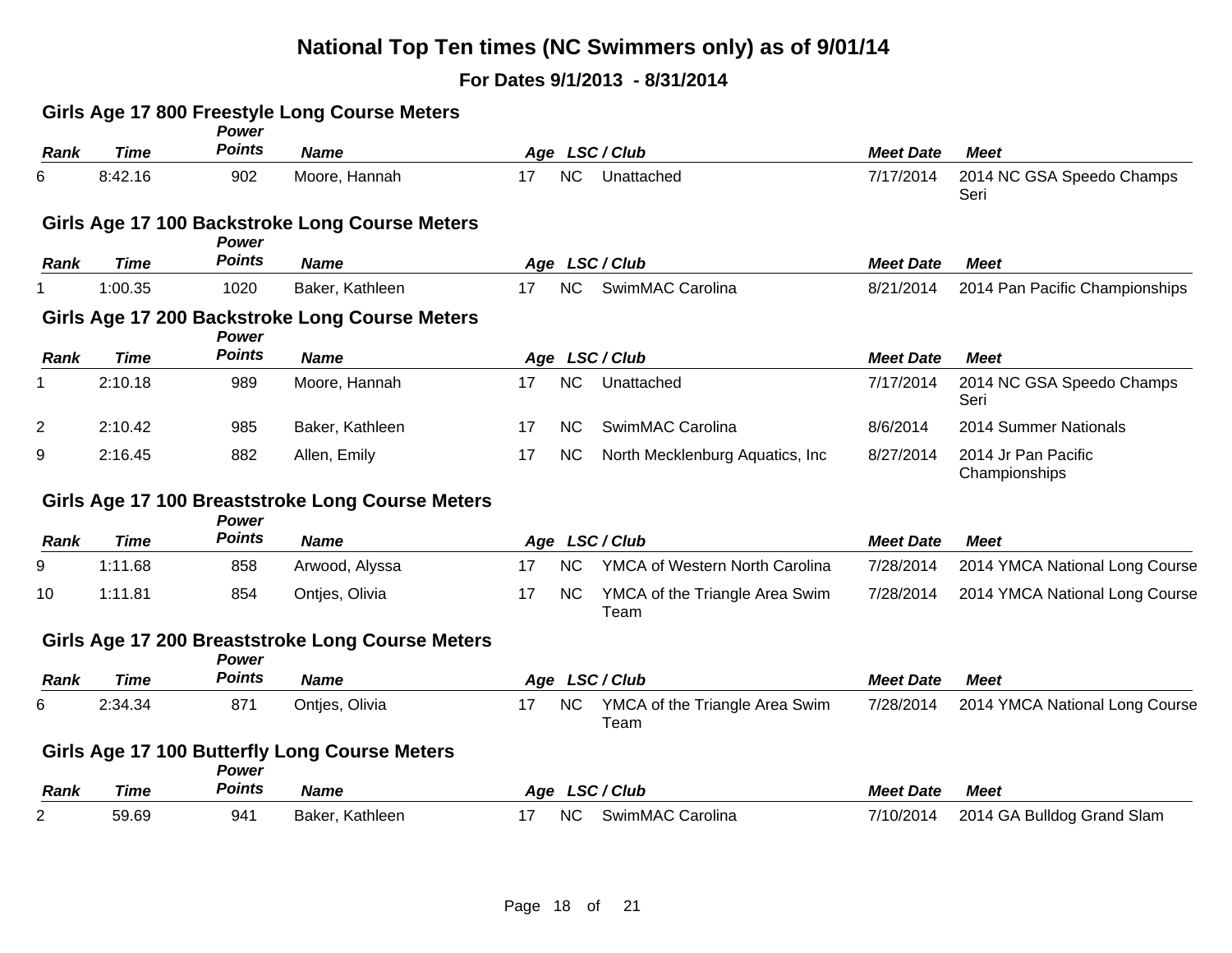# National Top Ten times (NC Swimmers only) as of 9/01/14

## For Dates 9/1/2013 - 8/31/2014

### Girls Age 17 800 Freestyle Long Course Meters

| Rank | Time | Power Points | Name | Age | LSC / Club | | Meet Date | Meet |
|---|---|---|---|---|---|---|---|---|
| 6 | 8:42.16 | 902 | Moore, Hannah | 17 | NC | Unattached | 7/17/2014 | 2014 NC GSA Speedo Champs Seri |

### Girls Age 17 100 Backstroke Long Course Meters

| Rank | Time | Power Points | Name | Age | LSC / Club | | Meet Date | Meet |
|---|---|---|---|---|---|---|---|---|
| 1 | 1:00.35 | 1020 | Baker, Kathleen | 17 | NC | SwimMAC Carolina | 8/21/2014 | 2014 Pan Pacific Championships |

### Girls Age 17 200 Backstroke Long Course Meters

| Rank | Time | Power Points | Name | Age | LSC / Club | | Meet Date | Meet |
|---|---|---|---|---|---|---|---|---|
| 1 | 2:10.18 | 989 | Moore, Hannah | 17 | NC | Unattached | 7/17/2014 | 2014 NC GSA Speedo Champs Seri |
| 2 | 2:10.42 | 985 | Baker, Kathleen | 17 | NC | SwimMAC Carolina | 8/6/2014 | 2014 Summer Nationals |
| 9 | 2:16.45 | 882 | Allen, Emily | 17 | NC | North Mecklenburg Aquatics, Inc | 8/27/2014 | 2014 Jr Pan Pacific Championships |

### Girls Age 17 100 Breaststroke Long Course Meters

| Rank | Time | Power Points | Name | Age | LSC / Club | | Meet Date | Meet |
|---|---|---|---|---|---|---|---|---|
| 9 | 1:11.68 | 858 | Arwood, Alyssa | 17 | NC | YMCA of Western North Carolina | 7/28/2014 | 2014 YMCA National Long Course |
| 10 | 1:11.81 | 854 | Ontjes, Olivia | 17 | NC | YMCA of the Triangle Area Swim Team | 7/28/2014 | 2014 YMCA National Long Course |

### Girls Age 17 200 Breaststroke Long Course Meters

| Rank | Time | Power Points | Name | Age | LSC / Club | | Meet Date | Meet |
|---|---|---|---|---|---|---|---|---|
| 6 | 2:34.34 | 871 | Ontjes, Olivia | 17 | NC | YMCA of the Triangle Area Swim Team | 7/28/2014 | 2014 YMCA National Long Course |

### Girls Age 17 100 Butterfly Long Course Meters

| Rank | Time | Power Points | Name | Age | LSC / Club | | Meet Date | Meet |
|---|---|---|---|---|---|---|---|---|
| 2 | 59.69 | 941 | Baker, Kathleen | 17 | NC | SwimMAC Carolina | 7/10/2014 | 2014 GA Bulldog Grand Slam |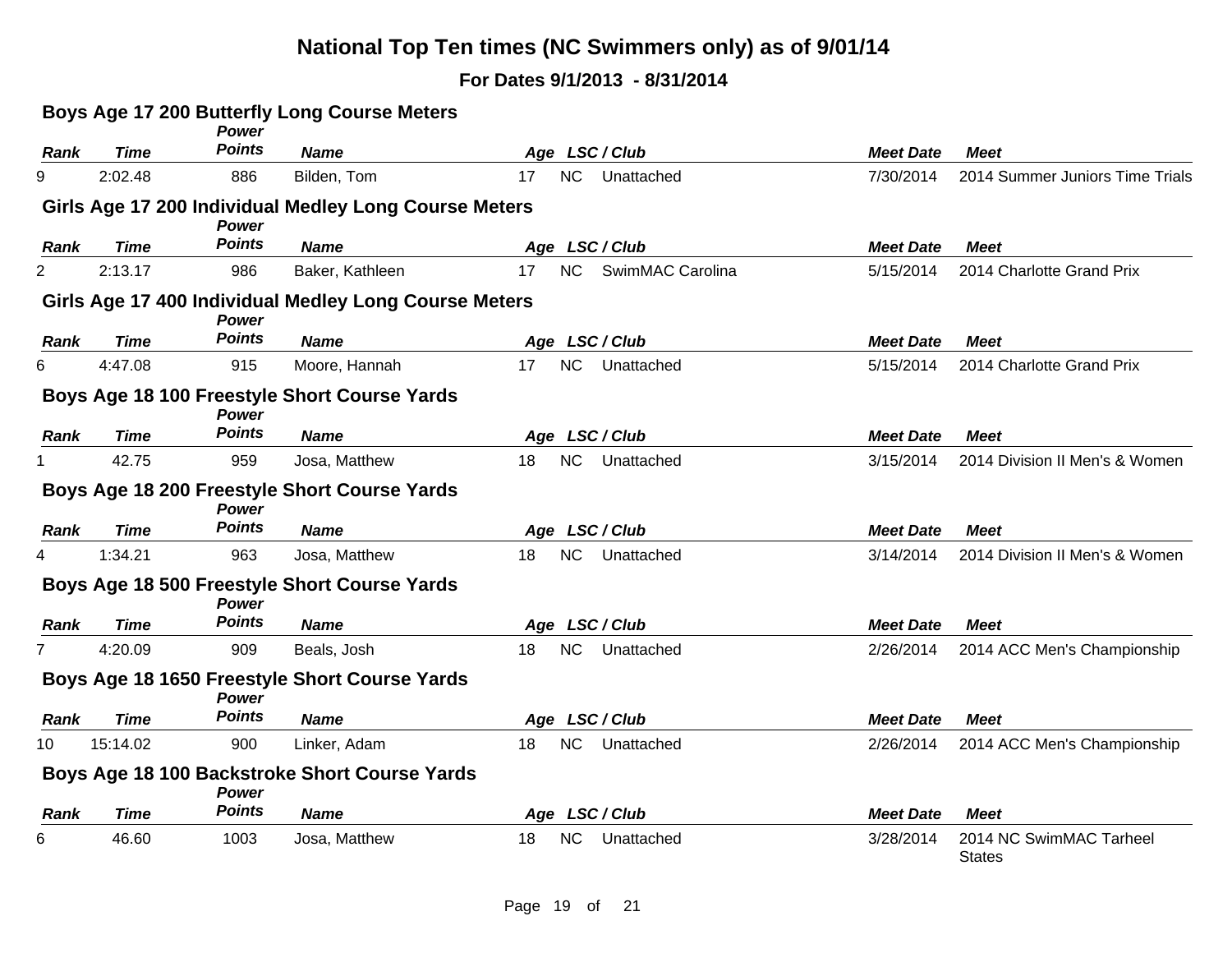# National Top Ten times (NC Swimmers only) as of 9/01/14

## For Dates 9/1/2013 - 8/31/2014

### Boys Age 17 200 Butterfly Long Course Meters

| Rank | Time | Power Points | Name | Age | LSC / Club | | Meet Date | Meet |
|---|---|---|---|---|---|---|---|---|
| 9 | 2:02.48 | 886 | Bilden, Tom | 17 | NC | Unattached | 7/30/2014 | 2014 Summer Juniors Time Trials |

### Girls Age 17 200 Individual Medley Long Course Meters

| Rank | Time | Power Points | Name | Age | LSC / Club | | Meet Date | Meet |
|---|---|---|---|---|---|---|---|---|
| 2 | 2:13.17 | 986 | Baker, Kathleen | 17 | NC | SwimMAC Carolina | 5/15/2014 | 2014 Charlotte Grand Prix |

### Girls Age 17 400 Individual Medley Long Course Meters

| Rank | Time | Power Points | Name | Age | LSC / Club | | Meet Date | Meet |
|---|---|---|---|---|---|---|---|---|
| 6 | 4:47.08 | 915 | Moore, Hannah | 17 | NC | Unattached | 5/15/2014 | 2014 Charlotte Grand Prix |

### Boys Age 18 100 Freestyle Short Course Yards

| Rank | Time | Power Points | Name | Age | LSC / Club | | Meet Date | Meet |
|---|---|---|---|---|---|---|---|---|
| 1 | 42.75 | 959 | Josa, Matthew | 18 | NC | Unattached | 3/15/2014 | 2014 Division II Men's & Women |

### Boys Age 18 200 Freestyle Short Course Yards

| Rank | Time | Power Points | Name | Age | LSC / Club | | Meet Date | Meet |
|---|---|---|---|---|---|---|---|---|
| 4 | 1:34.21 | 963 | Josa, Matthew | 18 | NC | Unattached | 3/14/2014 | 2014 Division II Men's & Women |

### Boys Age 18 500 Freestyle Short Course Yards

| Rank | Time | Power Points | Name | Age | LSC / Club | | Meet Date | Meet |
|---|---|---|---|---|---|---|---|---|
| 7 | 4:20.09 | 909 | Beals, Josh | 18 | NC | Unattached | 2/26/2014 | 2014 ACC Men's Championship |

### Boys Age 18 1650 Freestyle Short Course Yards

| Rank | Time | Power Points | Name | Age | LSC / Club | | Meet Date | Meet |
|---|---|---|---|---|---|---|---|---|
| 10 | 15:14.02 | 900 | Linker, Adam | 18 | NC | Unattached | 2/26/2014 | 2014 ACC Men's Championship |

### Boys Age 18 100 Backstroke Short Course Yards

| Rank | Time | Power Points | Name | Age | LSC / Club | | Meet Date | Meet |
|---|---|---|---|---|---|---|---|---|
| 6 | 46.60 | 1003 | Josa, Matthew | 18 | NC | Unattached | 3/28/2014 | 2014 NC SwimMAC Tarheel States |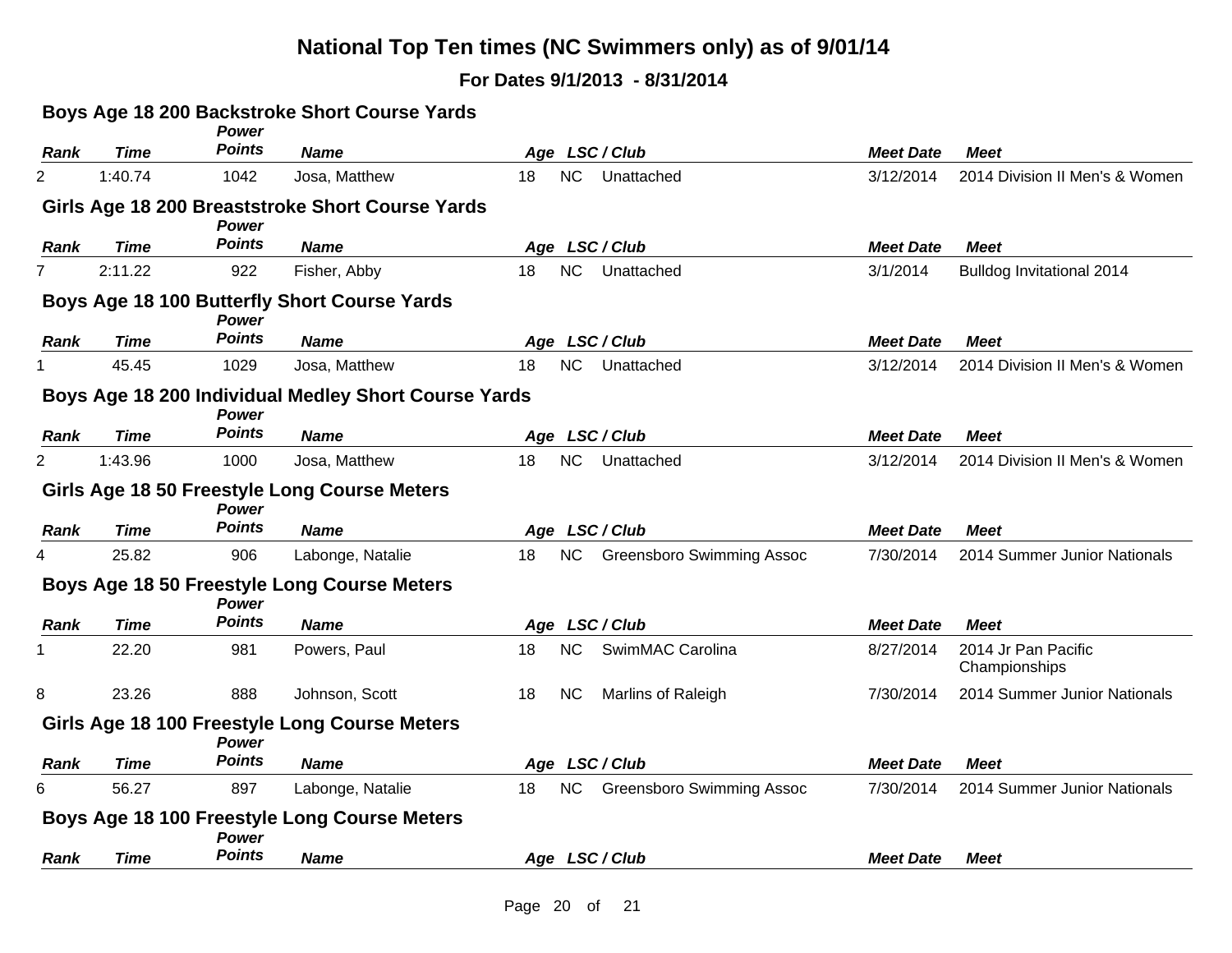# National Top Ten times (NC Swimmers only) as of 9/01/14

## For Dates 9/1/2013 - 8/31/2014

### Boys Age 18 200 Backstroke Short Course Yards

| Rank | Time | Power Points | Name | Age | LSC / Club | | Meet Date | Meet |
|---|---|---|---|---|---|---|---|---|
| 2 | 1:40.74 | 1042 | Josa, Matthew | 18 | NC | Unattached | 3/12/2014 | 2014 Division II Men's & Women |

### Girls Age 18 200 Breaststroke Short Course Yards

| Rank | Time | Power Points | Name | Age | LSC / Club | | Meet Date | Meet |
|---|---|---|---|---|---|---|---|---|
| 7 | 2:11.22 | 922 | Fisher, Abby | 18 | NC | Unattached | 3/1/2014 | Bulldog Invitational 2014 |

### Boys Age 18 100 Butterfly Short Course Yards

| Rank | Time | Power Points | Name | Age | LSC / Club | | Meet Date | Meet |
|---|---|---|---|---|---|---|---|---|
| 1 | 45.45 | 1029 | Josa, Matthew | 18 | NC | Unattached | 3/12/2014 | 2014 Division II Men's & Women |

### Boys Age 18 200 Individual Medley Short Course Yards

| Rank | Time | Power Points | Name | Age | LSC / Club | | Meet Date | Meet |
|---|---|---|---|---|---|---|---|---|
| 2 | 1:43.96 | 1000 | Josa, Matthew | 18 | NC | Unattached | 3/12/2014 | 2014 Division II Men's & Women |

### Girls Age 18 50 Freestyle Long Course Meters

| Rank | Time | Power Points | Name | Age | LSC / Club | | Meet Date | Meet |
|---|---|---|---|---|---|---|---|---|
| 4 | 25.82 | 906 | Labonge, Natalie | 18 | NC | Greensboro Swimming Assoc | 7/30/2014 | 2014 Summer Junior Nationals |

### Boys Age 18 50 Freestyle Long Course Meters

| Rank | Time | Power Points | Name | Age | LSC / Club | | Meet Date | Meet |
|---|---|---|---|---|---|---|---|---|
| 1 | 22.20 | 981 | Powers, Paul | 18 | NC | SwimMAC Carolina | 8/27/2014 | 2014 Jr Pan Pacific Championships |
| 8 | 23.26 | 888 | Johnson, Scott | 18 | NC | Marlins of Raleigh | 7/30/2014 | 2014 Summer Junior Nationals |

### Girls Age 18 100 Freestyle Long Course Meters

| Rank | Time | Power Points | Name | Age | LSC / Club | | Meet Date | Meet |
|---|---|---|---|---|---|---|---|---|
| 6 | 56.27 | 897 | Labonge, Natalie | 18 | NC | Greensboro Swimming Assoc | 7/30/2014 | 2014 Summer Junior Nationals |

### Boys Age 18 100 Freestyle Long Course Meters

| Rank | Time | Power Points | Name | Age | LSC / Club | | Meet Date | Meet |
|---|---|---|---|---|---|---|---|---|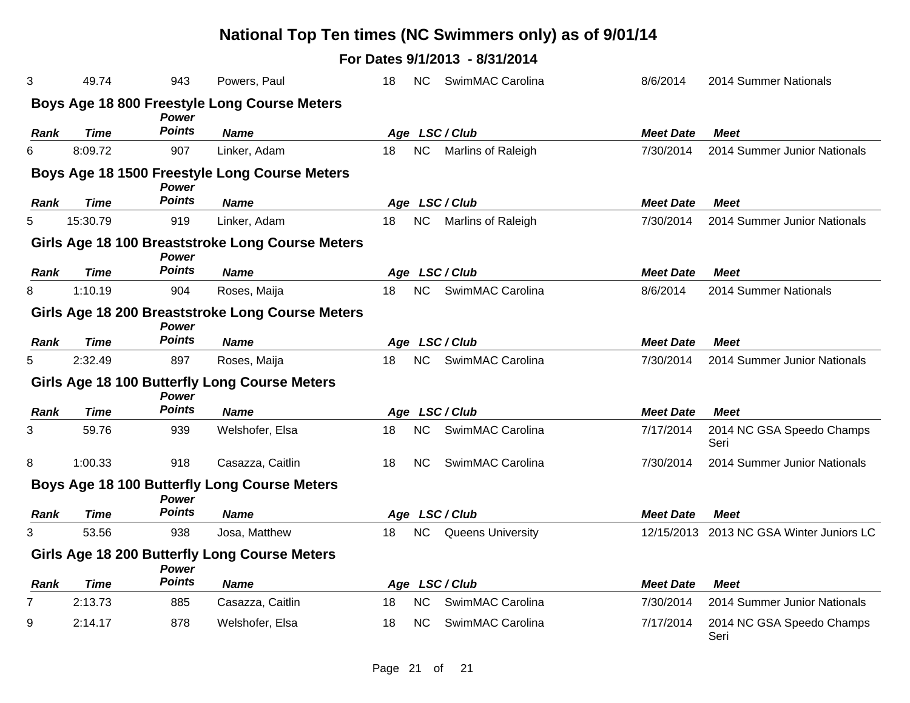| | | | | | | | | |
|---|---|---|---|---|---|---|---|---|
| 3 | 49.74 | 943 | Powers, Paul | 18 | NC | SwimMAC Carolina | 8/6/2014 | 2014 Summer Nationals |

### Boys Age 18 800 Freestyle Long Course Meters

| *Rank* | *Time* | *Power Points* | *Name* | *Age* | *LSC* | */ Club* | *Meet Date* | *Meet* |
|---|---|---|---|---|---|---|---|---|
| 6 | 8:09.72 | 907 | Linker, Adam | 18 | NC | Marlins of Raleigh | 7/30/2014 | 2014 Summer Junior Nationals |

### Boys Age 18 1500 Freestyle Long Course Meters

| *Rank* | *Time* | *Power Points* | *Name* | *Age* | *LSC* | */ Club* | *Meet Date* | *Meet* |
|---|---|---|---|---|---|---|---|---|
| 5 | 15:30.79 | 919 | Linker, Adam | 18 | NC | Marlins of Raleigh | 7/30/2014 | 2014 Summer Junior Nationals |

### Girls Age 18 100 Breaststroke Long Course Meters

| *Rank* | *Time* | *Power Points* | *Name* | *Age* | *LSC* | */ Club* | *Meet Date* | *Meet* |
|---|---|---|---|---|---|---|---|---|
| 8 | 1:10.19 | 904 | Roses, Maija | 18 | NC | SwimMAC Carolina | 8/6/2014 | 2014 Summer Nationals |

### Girls Age 18 200 Breaststroke Long Course Meters

| *Rank* | *Time* | *Power Points* | *Name* | *Age* | *LSC* | */ Club* | *Meet Date* | *Meet* |
|---|---|---|---|---|---|---|---|---|
| 5 | 2:32.49 | 897 | Roses, Maija | 18 | NC | SwimMAC Carolina | 7/30/2014 | 2014 Summer Junior Nationals |

### Girls Age 18 100 Butterfly Long Course Meters

| *Rank* | *Time* | *Power Points* | *Name* | *Age* | *LSC* | */ Club* | *Meet Date* | *Meet* |
|---|---|---|---|---|---|---|---|---|
| 3 | 59.76 | 939 | Welshofer, Elsa | 18 | NC | SwimMAC Carolina | 7/17/2014 | 2014 NC GSA Speedo Champs Seri |
| 8 | 1:00.33 | 918 | Casazza, Caitlin | 18 | NC | SwimMAC Carolina | 7/30/2014 | 2014 Summer Junior Nationals |

### Boys Age 18 100 Butterfly Long Course Meters

| *Rank* | *Time* | *Power Points* | *Name* | *Age* | *LSC* | */ Club* | *Meet Date* | *Meet* |
|---|---|---|---|---|---|---|---|---|
| 3 | 53.56 | 938 | Josa, Matthew | 18 | NC | Queens University | 12/15/2013 | 2013 NC GSA Winter Juniors LC |

### Girls Age 18 200 Butterfly Long Course Meters

| *Rank* | *Time* | *Power Points* | *Name* | *Age* | *LSC* | */ Club* | *Meet Date* | *Meet* |
|---|---|---|---|---|---|---|---|---|
| 7 | 2:13.73 | 885 | Casazza, Caitlin | 18 | NC | SwimMAC Carolina | 7/30/2014 | 2014 Summer Junior Nationals |
| 9 | 2:14.17 | 878 | Welshofer, Elsa | 18 | NC | SwimMAC Carolina | 7/17/2014 | 2014 NC GSA Speedo Champs Seri |